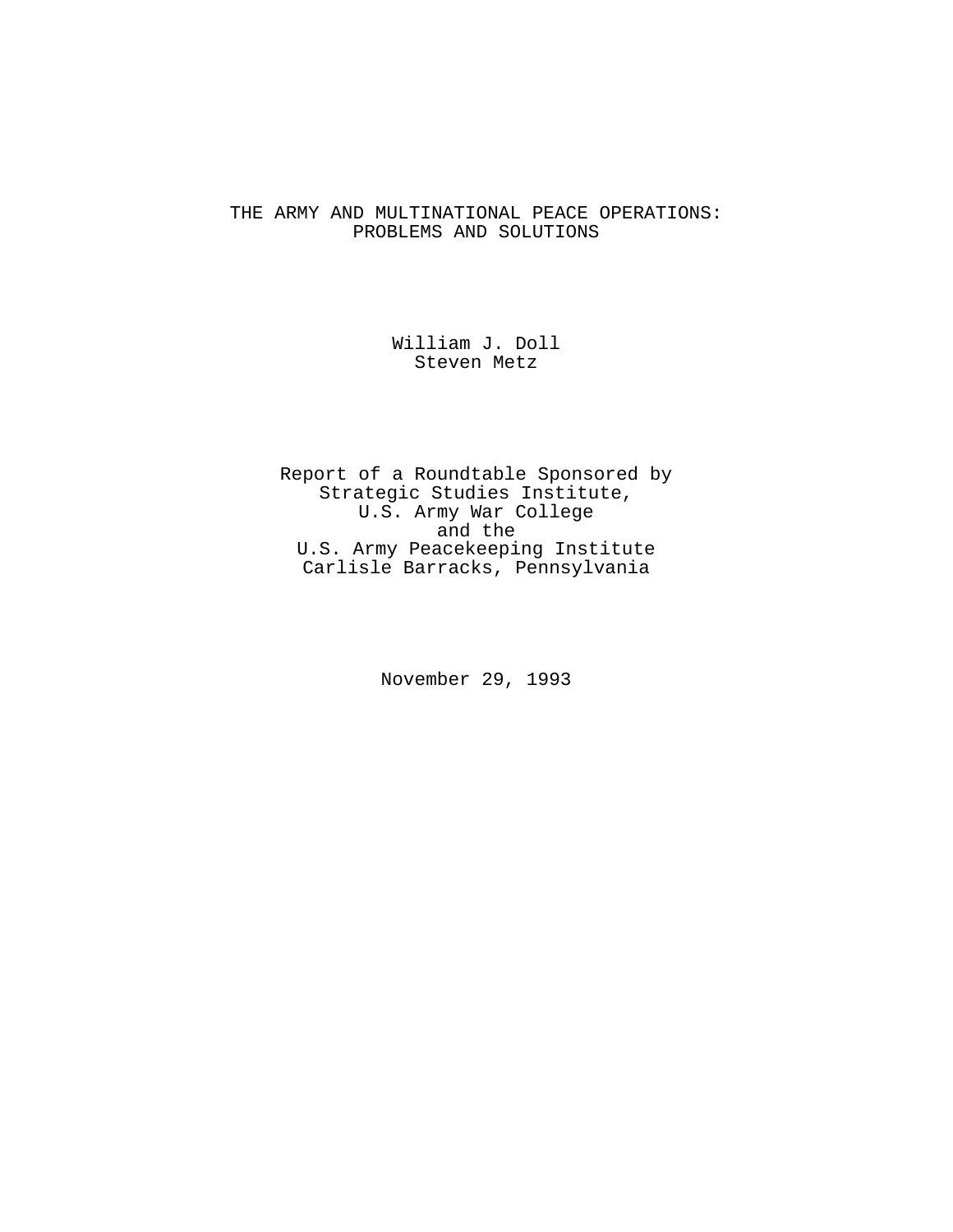# THE ARMY AND MULTINATIONAL PEACE OPERATIONS: PROBLEMS AND SOLUTIONS

William J. Doll
Steven Metz

Report of a Roundtable Sponsored by
Strategic Studies Institute,
U.S. Army War College
and the
U.S. Army Peacekeeping Institute
Carlisle Barracks, Pennsylvania

November 29, 1993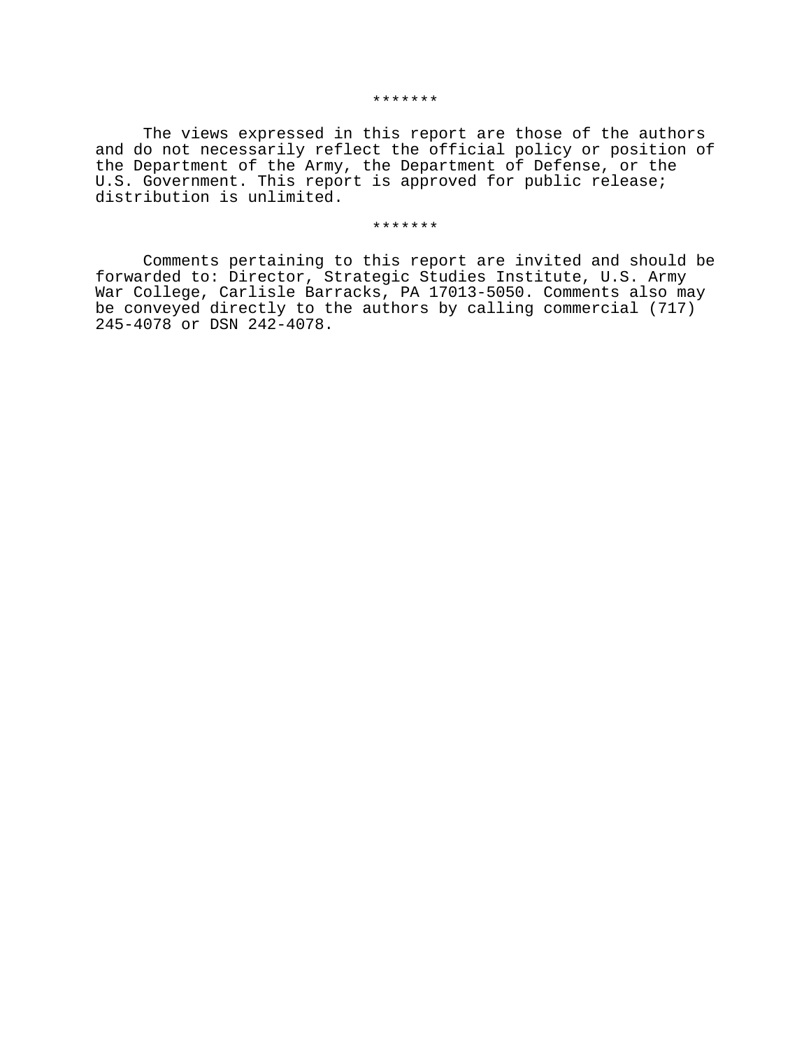*******

The views expressed in this report are those of the authors and do not necessarily reflect the official policy or position of the Department of the Army, the Department of Defense, or the U.S. Government. This report is approved for public release; distribution is unlimited.

*******

Comments pertaining to this report are invited and should be forwarded to: Director, Strategic Studies Institute, U.S. Army War College, Carlisle Barracks, PA 17013-5050. Comments also may be conveyed directly to the authors by calling commercial (717) 245-4078 or DSN 242-4078.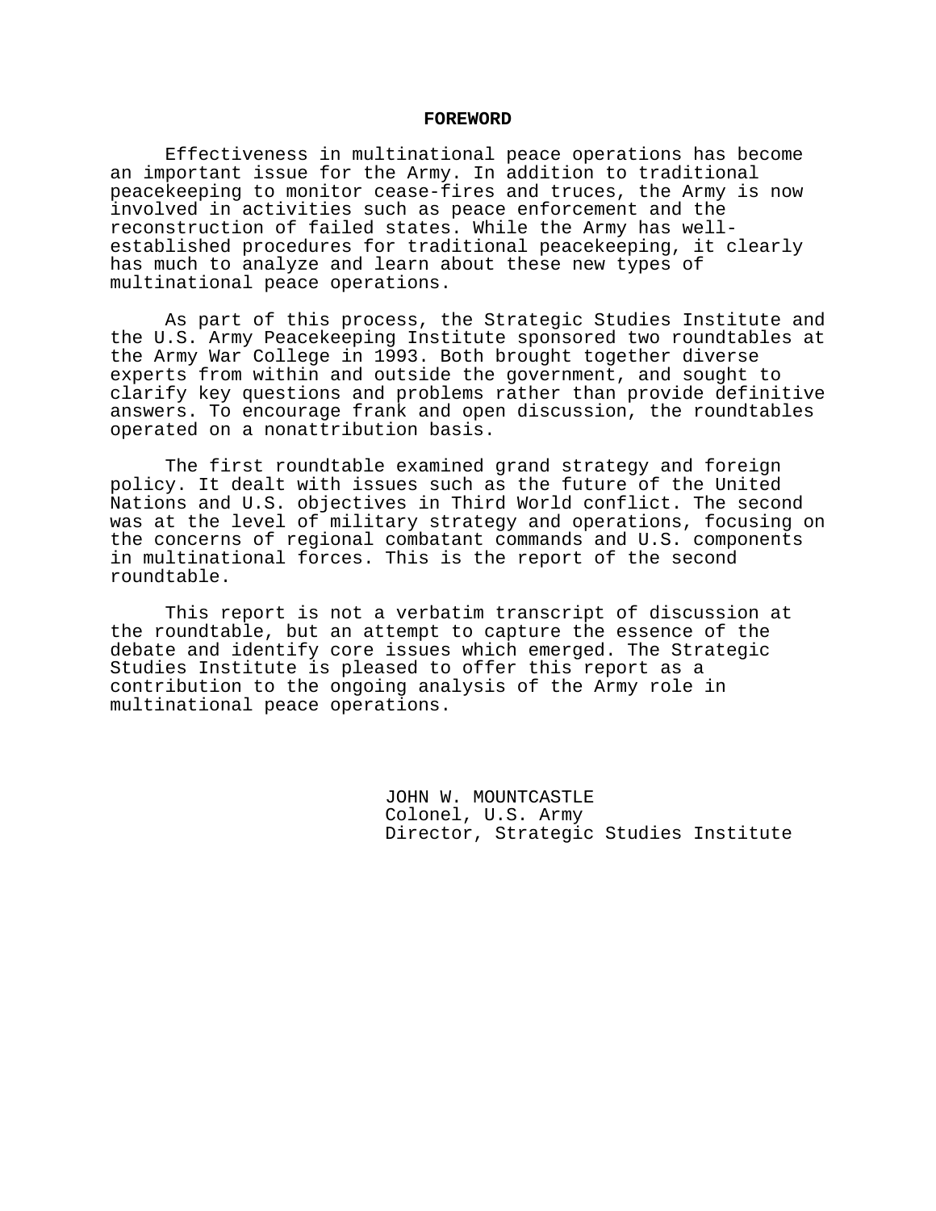## FOREWORD

Effectiveness in multinational peace operations has become an important issue for the Army. In addition to traditional peacekeeping to monitor cease-fires and truces, the Army is now involved in activities such as peace enforcement and the reconstruction of failed states. While the Army has well-established procedures for traditional peacekeeping, it clearly has much to analyze and learn about these new types of multinational peace operations.

As part of this process, the Strategic Studies Institute and the U.S. Army Peacekeeping Institute sponsored two roundtables at the Army War College in 1993. Both brought together diverse experts from within and outside the government, and sought to clarify key questions and problems rather than provide definitive answers. To encourage frank and open discussion, the roundtables operated on a nonattribution basis.

The first roundtable examined grand strategy and foreign policy. It dealt with issues such as the future of the United Nations and U.S. objectives in Third World conflict. The second was at the level of military strategy and operations, focusing on the concerns of regional combatant commands and U.S. components in multinational forces. This is the report of the second roundtable.

This report is not a verbatim transcript of discussion at the roundtable, but an attempt to capture the essence of the debate and identify core issues which emerged. The Strategic Studies Institute is pleased to offer this report as a contribution to the ongoing analysis of the Army role in multinational peace operations.

JOHN W. MOUNTCASTLE
Colonel, U.S. Army
Director, Strategic Studies Institute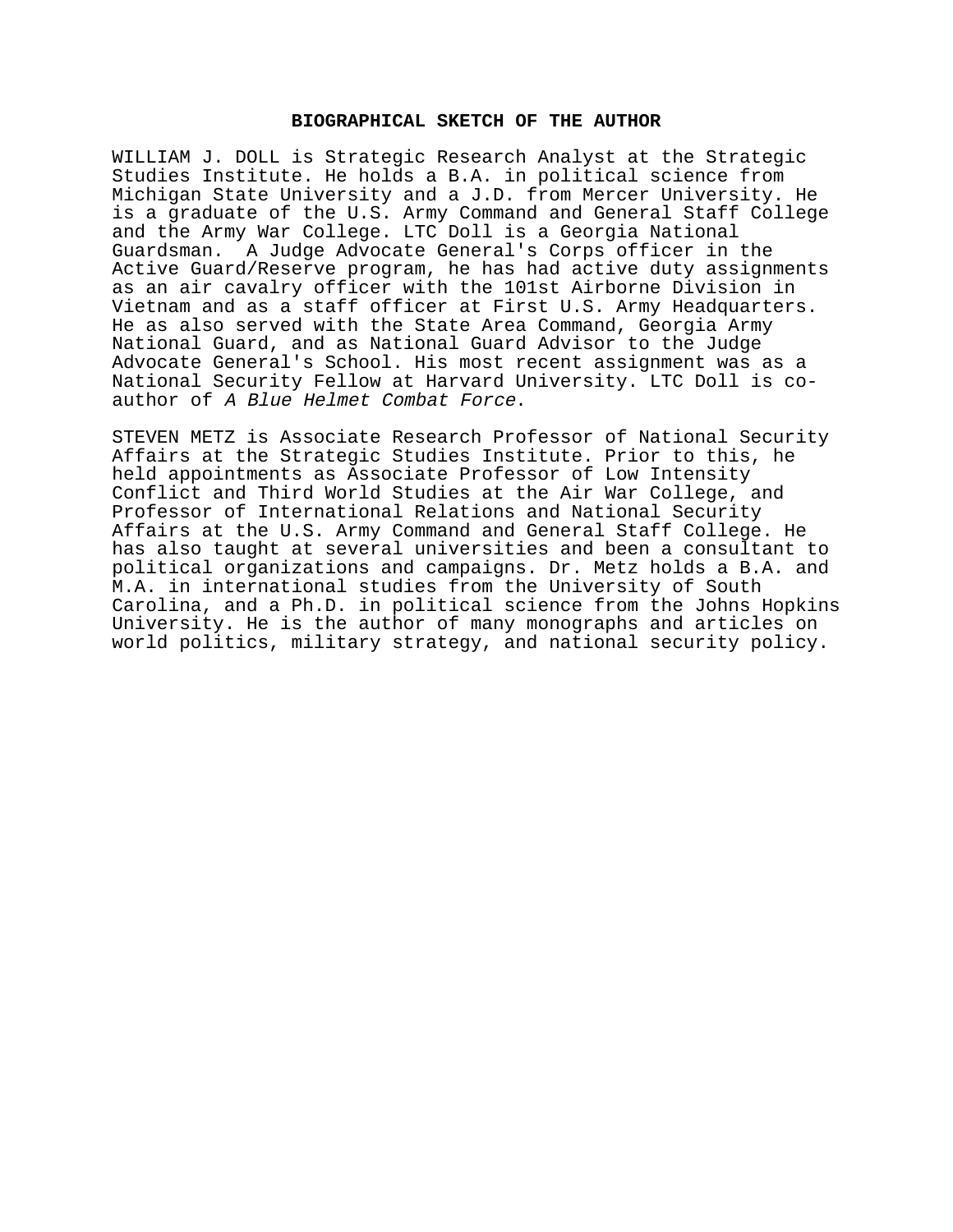## BIOGRAPHICAL SKETCH OF THE AUTHOR

WILLIAM J. DOLL is Strategic Research Analyst at the Strategic Studies Institute. He holds a B.A. in political science from Michigan State University and a J.D. from Mercer University. He is a graduate of the U.S. Army Command and General Staff College and the Army War College. LTC Doll is a Georgia National Guardsman. A Judge Advocate General's Corps officer in the Active Guard/Reserve program, he has had active duty assignments as an air cavalry officer with the 101st Airborne Division in Vietnam and as a staff officer at First U.S. Army Headquarters. He as also served with the State Area Command, Georgia Army National Guard, and as National Guard Advisor to the Judge Advocate General's School. His most recent assignment was as a National Security Fellow at Harvard University. LTC Doll is co-author of *A Blue Helmet Combat Force*.

STEVEN METZ is Associate Research Professor of National Security Affairs at the Strategic Studies Institute. Prior to this, he held appointments as Associate Professor of Low Intensity Conflict and Third World Studies at the Air War College, and Professor of International Relations and National Security Affairs at the U.S. Army Command and General Staff College. He has also taught at several universities and been a consultant to political organizations and campaigns. Dr. Metz holds a B.A. and M.A. in international studies from the University of South Carolina, and a Ph.D. in political science from the Johns Hopkins University. He is the author of many monographs and articles on world politics, military strategy, and national security policy.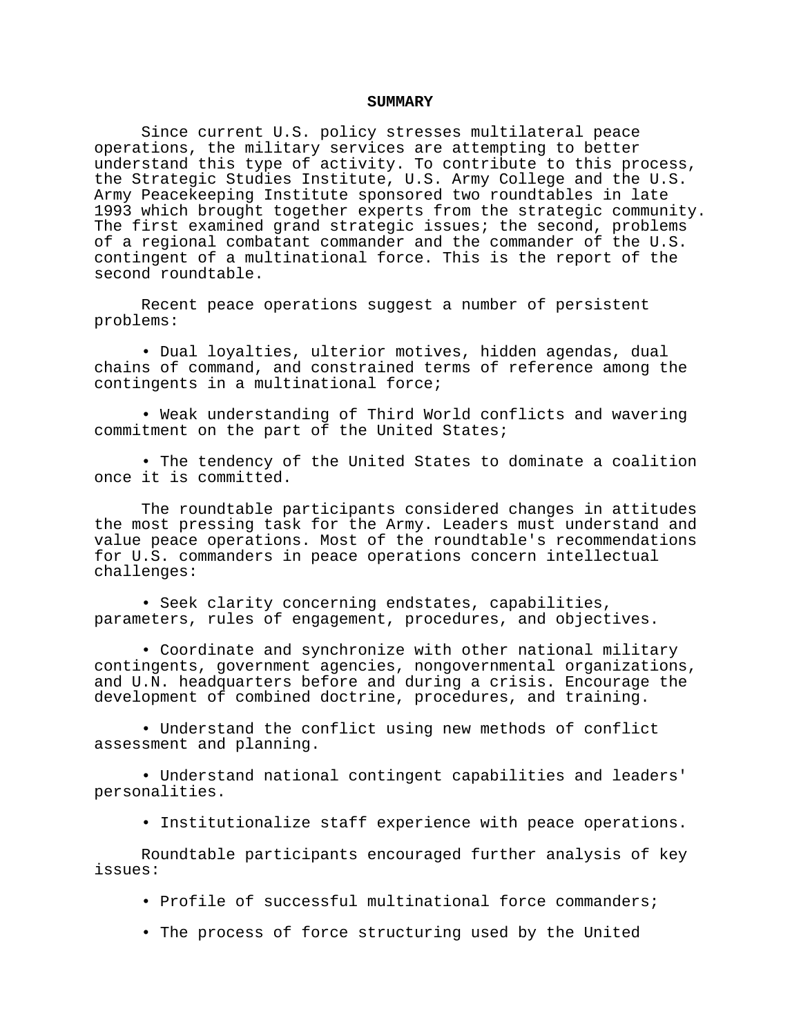## SUMMARY

Since current U.S. policy stresses multilateral peace operations, the military services are attempting to better understand this type of activity. To contribute to this process, the Strategic Studies Institute, U.S. Army College and the U.S. Army Peacekeeping Institute sponsored two roundtables in late 1993 which brought together experts from the strategic community. The first examined grand strategic issues; the second, problems of a regional combatant commander and the commander of the U.S. contingent of a multinational force. This is the report of the second roundtable.

Recent peace operations suggest a number of persistent problems:

- Dual loyalties, ulterior motives, hidden agendas, dual chains of command, and constrained terms of reference among the contingents in a multinational force;
- Weak understanding of Third World conflicts and wavering commitment on the part of the United States;
- The tendency of the United States to dominate a coalition once it is committed.

The roundtable participants considered changes in attitudes the most pressing task for the Army. Leaders must understand and value peace operations. Most of the roundtable's recommendations for U.S. commanders in peace operations concern intellectual challenges:

- Seek clarity concerning endstates, capabilities, parameters, rules of engagement, procedures, and objectives.
- Coordinate and synchronize with other national military contingents, government agencies, nongovernmental organizations, and U.N. headquarters before and during a crisis. Encourage the development of combined doctrine, procedures, and training.
- Understand the conflict using new methods of conflict assessment and planning.
- Understand national contingent capabilities and leaders' personalities.
- Institutionalize staff experience with peace operations.

Roundtable participants encouraged further analysis of key issues:

- Profile of successful multinational force commanders;
- The process of force structuring used by the United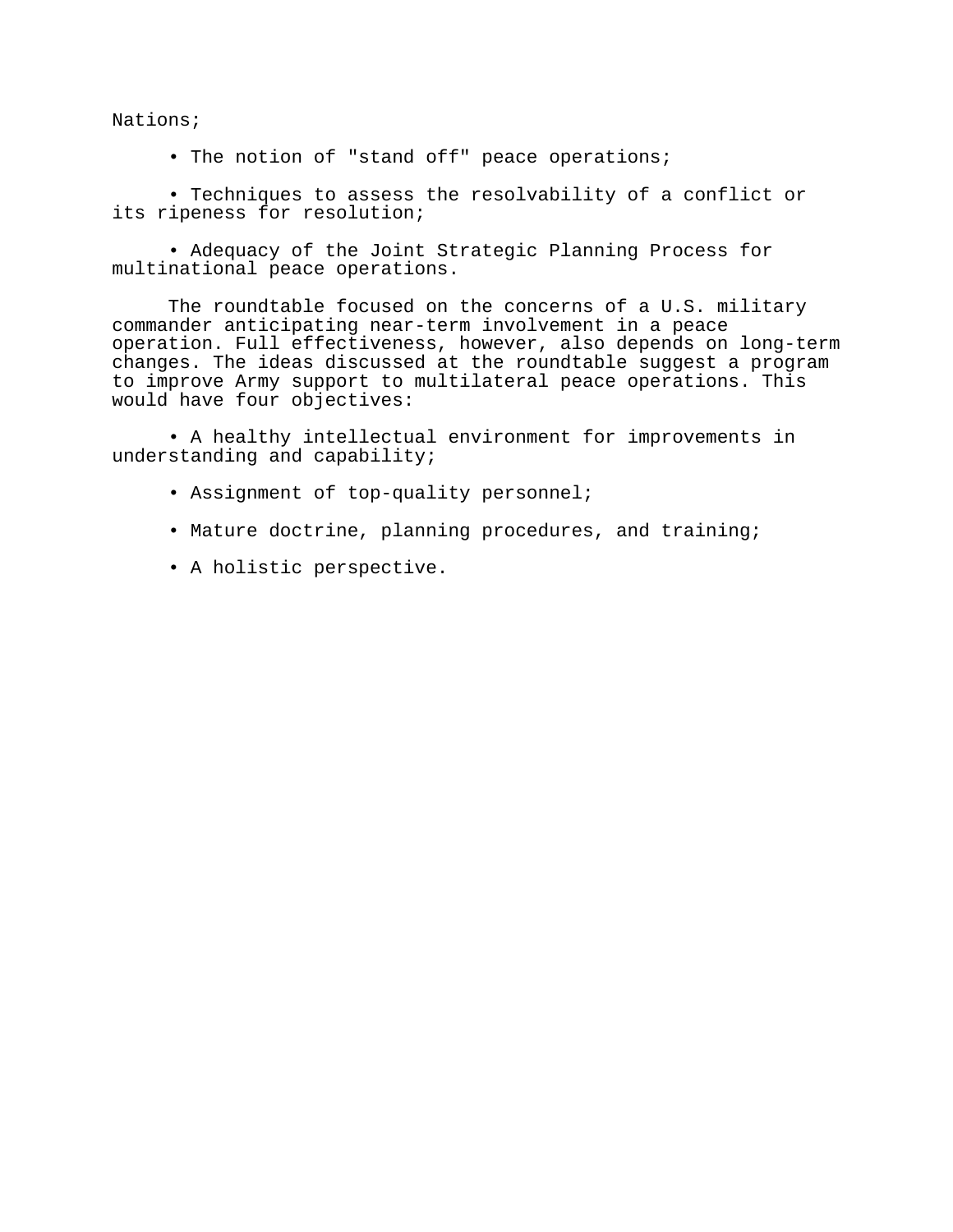Nations;

- The notion of "stand off" peace operations;

- Techniques to assess the resolvability of a conflict or its ripeness for resolution;

- Adequacy of the Joint Strategic Planning Process for multinational peace operations.

The roundtable focused on the concerns of a U.S. military commander anticipating near-term involvement in a peace operation. Full effectiveness, however, also depends on long-term changes. The ideas discussed at the roundtable suggest a program to improve Army support to multilateral peace operations. This would have four objectives:

- A healthy intellectual environment for improvements in understanding and capability;

- Assignment of top-quality personnel;

- Mature doctrine, planning procedures, and training;

- A holistic perspective.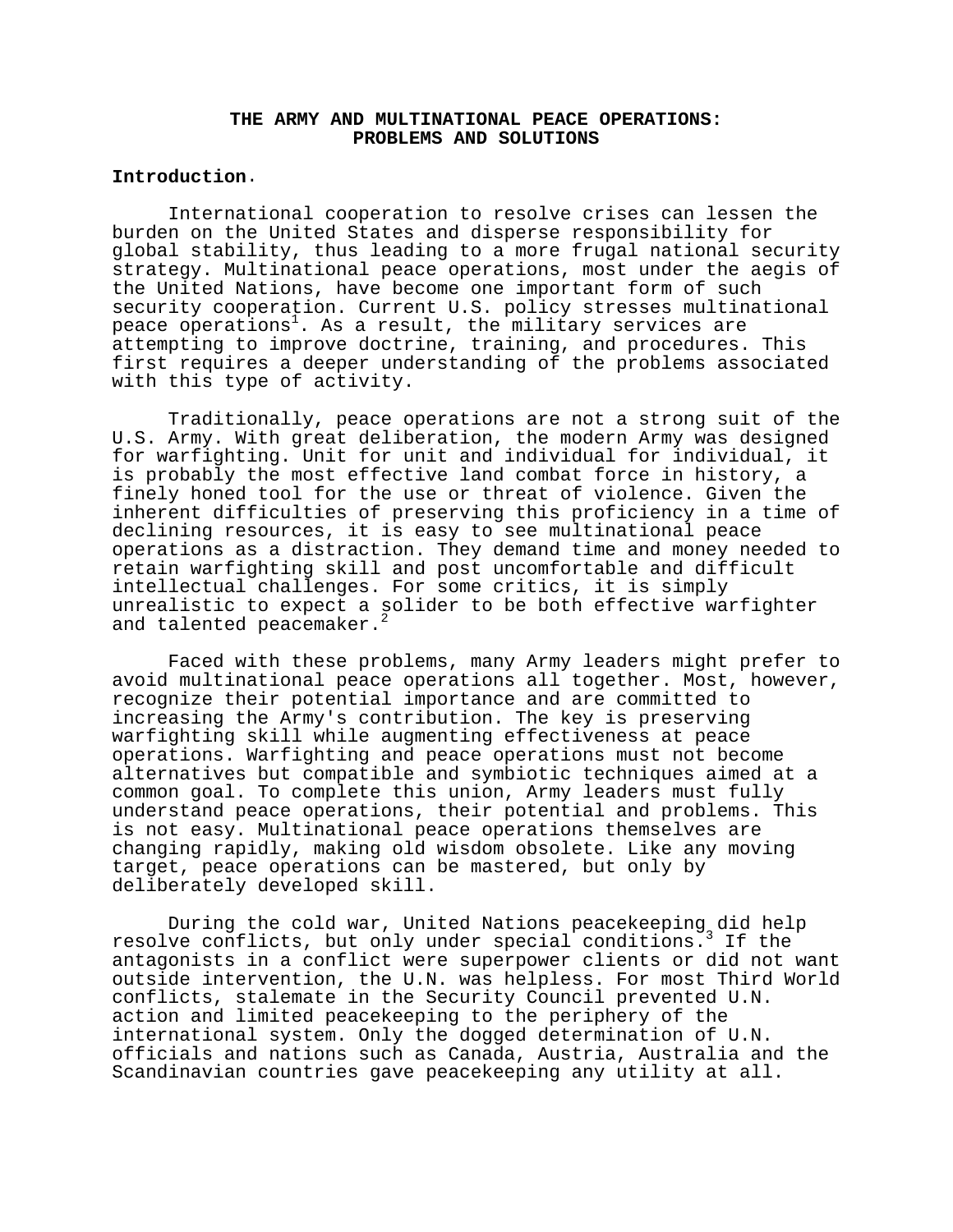# THE ARMY AND MULTINATIONAL PEACE OPERATIONS: PROBLEMS AND SOLUTIONS

**Introduction**.

International cooperation to resolve crises can lessen the burden on the United States and disperse responsibility for global stability, thus leading to a more frugal national security strategy. Multinational peace operations, most under the aegis of the United Nations, have become one important form of such security cooperation. Current U.S. policy stresses multinational peace operations[1]. As a result, the military services are attempting to improve doctrine, training, and procedures. This first requires a deeper understanding of the problems associated with this type of activity.

Traditionally, peace operations are not a strong suit of the U.S. Army. With great deliberation, the modern Army was designed for warfighting. Unit for unit and individual for individual, it is probably the most effective land combat force in history, a finely honed tool for the use or threat of violence. Given the inherent difficulties of preserving this proficiency in a time of declining resources, it is easy to see multinational peace operations as a distraction. They demand time and money needed to retain warfighting skill and post uncomfortable and difficult intellectual challenges. For some critics, it is simply unrealistic to expect a solider to be both effective warfighter and talented peacemaker.[2]

Faced with these problems, many Army leaders might prefer to avoid multinational peace operations all together. Most, however, recognize their potential importance and are committed to increasing the Army's contribution. The key is preserving warfighting skill while augmenting effectiveness at peace operations. Warfighting and peace operations must not become alternatives but compatible and symbiotic techniques aimed at a common goal. To complete this union, Army leaders must fully understand peace operations, their potential and problems. This is not easy. Multinational peace operations themselves are changing rapidly, making old wisdom obsolete. Like any moving target, peace operations can be mastered, but only by deliberately developed skill.

During the cold war, United Nations peacekeeping did help resolve conflicts, but only under special conditions.[3] If the antagonists in a conflict were superpower clients or did not want outside intervention, the U.N. was helpless. For most Third World conflicts, stalemate in the Security Council prevented U.N. action and limited peacekeeping to the periphery of the international system. Only the dogged determination of U.N. officials and nations such as Canada, Austria, Australia and the Scandinavian countries gave peacekeeping any utility at all.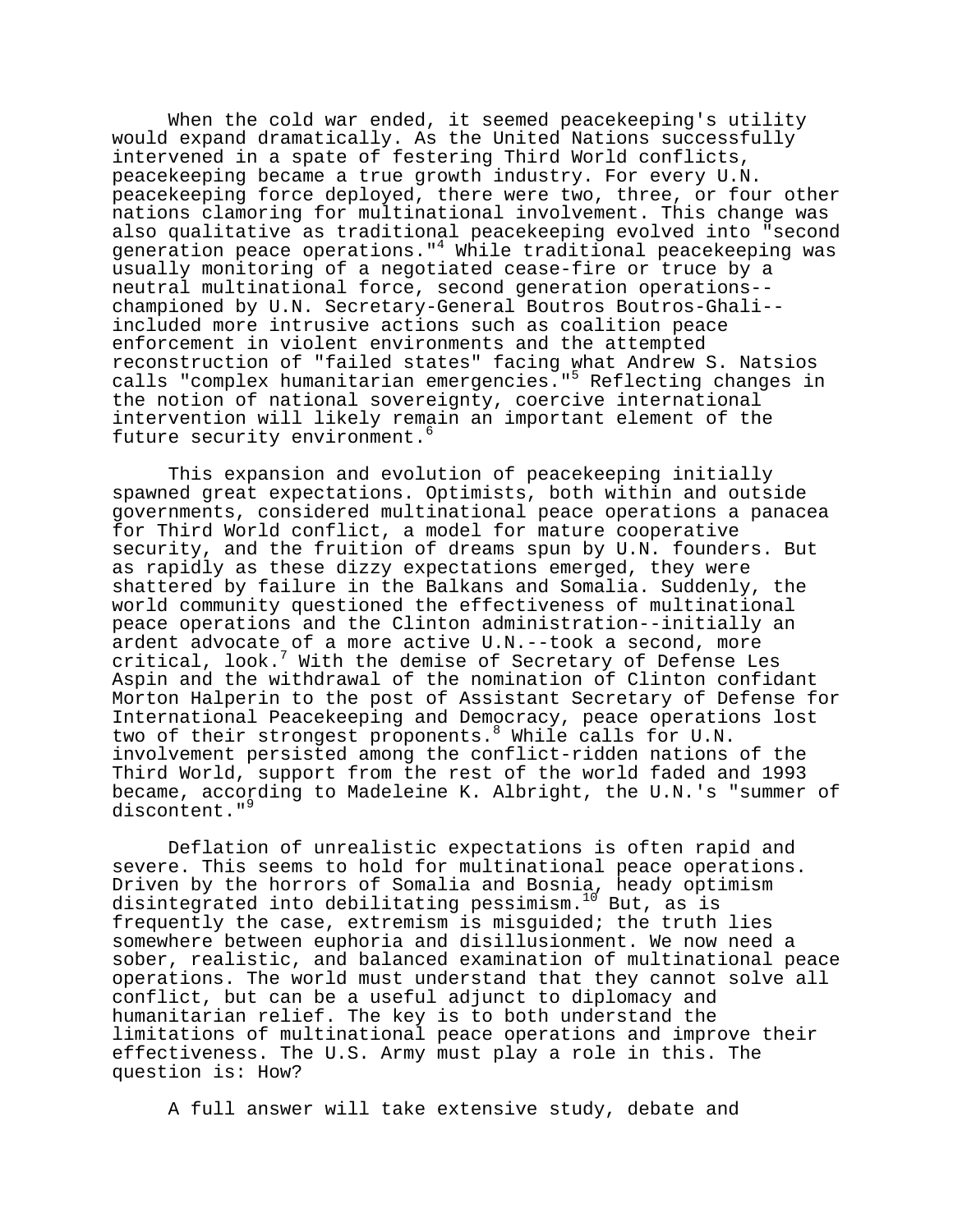When the cold war ended, it seemed peacekeeping's utility would expand dramatically. As the United Nations successfully intervened in a spate of festering Third World conflicts, peacekeeping became a true growth industry. For every U.N. peacekeeping force deployed, there were two, three, or four other nations clamoring for multinational involvement. This change was also qualitative as traditional peacekeeping evolved into "second generation peace operations."[4] While traditional peacekeeping was usually monitoring of a negotiated cease-fire or truce by a neutral multinational force, second generation operations--championed by U.N. Secretary-General Boutros Boutros-Ghali--included more intrusive actions such as coalition peace enforcement in violent environments and the attempted reconstruction of "failed states" facing what Andrew S. Natsios calls "complex humanitarian emergencies."[5] Reflecting changes in the notion of national sovereignty, coercive international intervention will likely remain an important element of the future security environment.[6]

This expansion and evolution of peacekeeping initially spawned great expectations. Optimists, both within and outside governments, considered multinational peace operations a panacea for Third World conflict, a model for mature cooperative security, and the fruition of dreams spun by U.N. founders. But as rapidly as these dizzy expectations emerged, they were shattered by failure in the Balkans and Somalia. Suddenly, the world community questioned the effectiveness of multinational peace operations and the Clinton administration--initially an ardent advocate of a more active U.N.--took a second, more critical, look.[7] With the demise of Secretary of Defense Les Aspin and the withdrawal of the nomination of Clinton confidant Morton Halperin to the post of Assistant Secretary of Defense for International Peacekeeping and Democracy, peace operations lost two of their strongest proponents.[8] While calls for U.N. involvement persisted among the conflict-ridden nations of the Third World, support from the rest of the world faded and 1993 became, according to Madeleine K. Albright, the U.N.'s "summer of discontent."[9]

Deflation of unrealistic expectations is often rapid and severe. This seems to hold for multinational peace operations. Driven by the horrors of Somalia and Bosnia, heady optimism disintegrated into debilitating pessimism.[10] But, as is frequently the case, extremism is misguided; the truth lies somewhere between euphoria and disillusionment. We now need a sober, realistic, and balanced examination of multinational peace operations. The world must understand that they cannot solve all conflict, but can be a useful adjunct to diplomacy and humanitarian relief. The key is to both understand the limitations of multinational peace operations and improve their effectiveness. The U.S. Army must play a role in this. The question is: How?

A full answer will take extensive study, debate and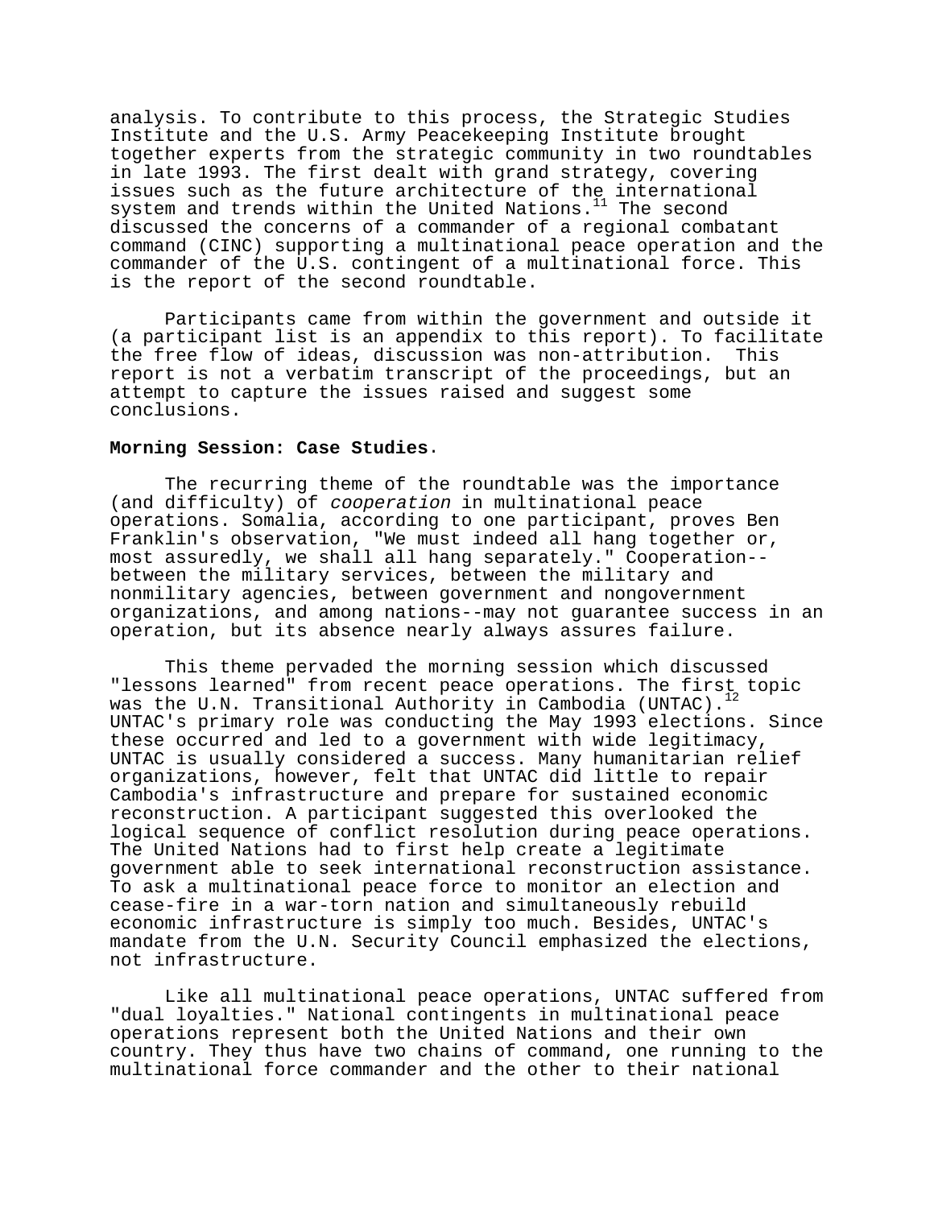analysis. To contribute to this process, the Strategic Studies Institute and the U.S. Army Peacekeeping Institute brought together experts from the strategic community in two roundtables in late 1993. The first dealt with grand strategy, covering issues such as the future architecture of the international system and trends within the United Nations.[11] The second discussed the concerns of a commander of a regional combatant command (CINC) supporting a multinational peace operation and the commander of the U.S. contingent of a multinational force. This is the report of the second roundtable.

Participants came from within the government and outside it (a participant list is an appendix to this report). To facilitate the free flow of ideas, discussion was non-attribution. This report is not a verbatim transcript of the proceedings, but an attempt to capture the issues raised and suggest some conclusions.

**Morning Session: Case Studies**.

The recurring theme of the roundtable was the importance (and difficulty) of *cooperation* in multinational peace operations. Somalia, according to one participant, proves Ben Franklin's observation, "We must indeed all hang together or, most assuredly, we shall all hang separately." Cooperation--between the military services, between the military and nonmilitary agencies, between government and nongovernment organizations, and among nations--may not guarantee success in an operation, but its absence nearly always assures failure.

This theme pervaded the morning session which discussed "lessons learned" from recent peace operations. The first topic was the U.N. Transitional Authority in Cambodia (UNTAC).[12] UNTAC's primary role was conducting the May 1993 elections. Since these occurred and led to a government with wide legitimacy, UNTAC is usually considered a success. Many humanitarian relief organizations, however, felt that UNTAC did little to repair Cambodia's infrastructure and prepare for sustained economic reconstruction. A participant suggested this overlooked the logical sequence of conflict resolution during peace operations. The United Nations had to first help create a legitimate government able to seek international reconstruction assistance. To ask a multinational peace force to monitor an election and cease-fire in a war-torn nation and simultaneously rebuild economic infrastructure is simply too much. Besides, UNTAC's mandate from the U.N. Security Council emphasized the elections, not infrastructure.

Like all multinational peace operations, UNTAC suffered from "dual loyalties." National contingents in multinational peace operations represent both the United Nations and their own country. They thus have two chains of command, one running to the multinational force commander and the other to their national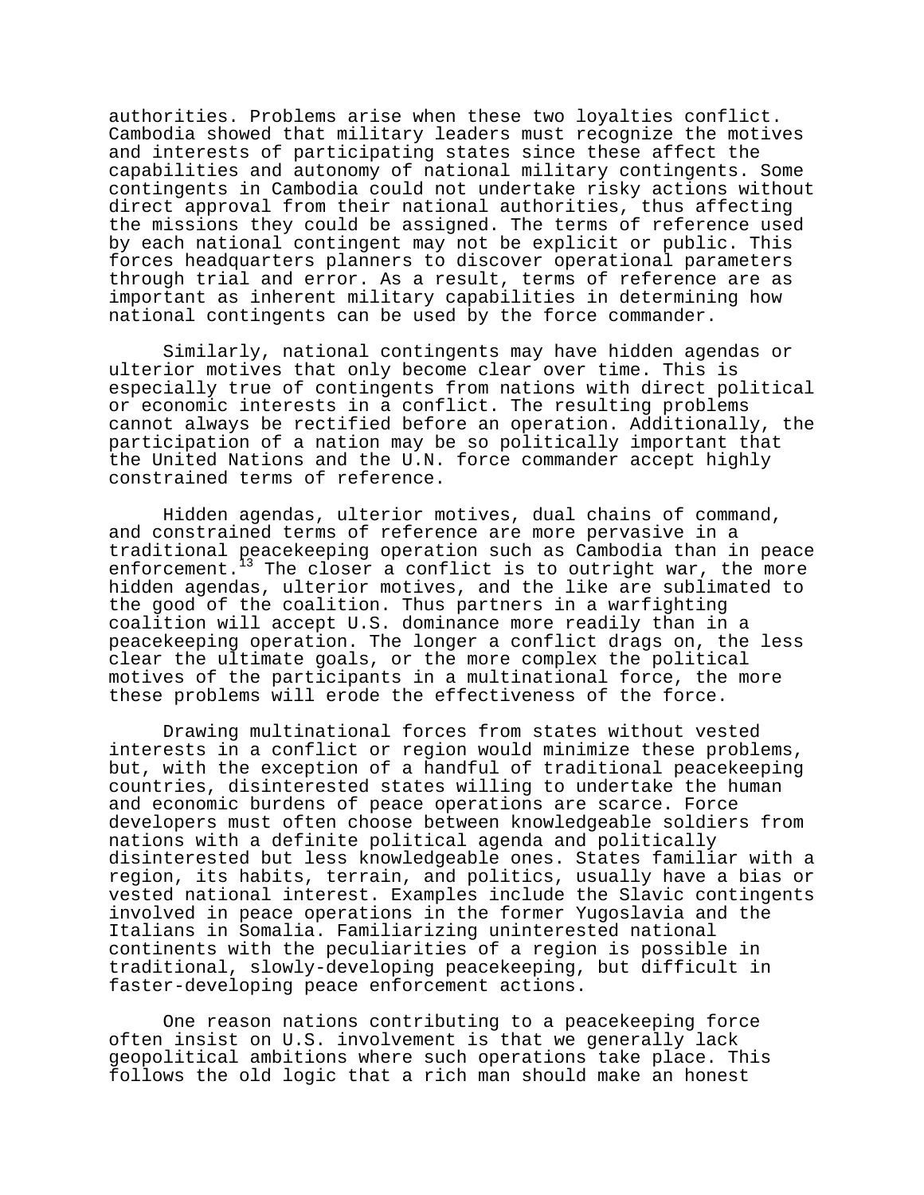authorities. Problems arise when these two loyalties conflict. Cambodia showed that military leaders must recognize the motives and interests of participating states since these affect the capabilities and autonomy of national military contingents. Some contingents in Cambodia could not undertake risky actions without direct approval from their national authorities, thus affecting the missions they could be assigned. The terms of reference used by each national contingent may not be explicit or public. This forces headquarters planners to discover operational parameters through trial and error. As a result, terms of reference are as important as inherent military capabilities in determining how national contingents can be used by the force commander.

Similarly, national contingents may have hidden agendas or ulterior motives that only become clear over time. This is especially true of contingents from nations with direct political or economic interests in a conflict. The resulting problems cannot always be rectified before an operation. Additionally, the participation of a nation may be so politically important that the United Nations and the U.N. force commander accept highly constrained terms of reference.

Hidden agendas, ulterior motives, dual chains of command, and constrained terms of reference are more pervasive in a traditional peacekeeping operation such as Cambodia than in peace enforcement.[13] The closer a conflict is to outright war, the more hidden agendas, ulterior motives, and the like are sublimated to the good of the coalition. Thus partners in a warfighting coalition will accept U.S. dominance more readily than in a peacekeeping operation. The longer a conflict drags on, the less clear the ultimate goals, or the more complex the political motives of the participants in a multinational force, the more these problems will erode the effectiveness of the force.

Drawing multinational forces from states without vested interests in a conflict or region would minimize these problems, but, with the exception of a handful of traditional peacekeeping countries, disinterested states willing to undertake the human and economic burdens of peace operations are scarce. Force developers must often choose between knowledgeable soldiers from nations with a definite political agenda and politically disinterested but less knowledgeable ones. States familiar with a region, its habits, terrain, and politics, usually have a bias or vested national interest. Examples include the Slavic contingents involved in peace operations in the former Yugoslavia and the Italians in Somalia. Familiarizing uninterested national continents with the peculiarities of a region is possible in traditional, slowly-developing peacekeeping, but difficult in faster-developing peace enforcement actions.

One reason nations contributing to a peacekeeping force often insist on U.S. involvement is that we generally lack geopolitical ambitions where such operations take place. This follows the old logic that a rich man should make an honest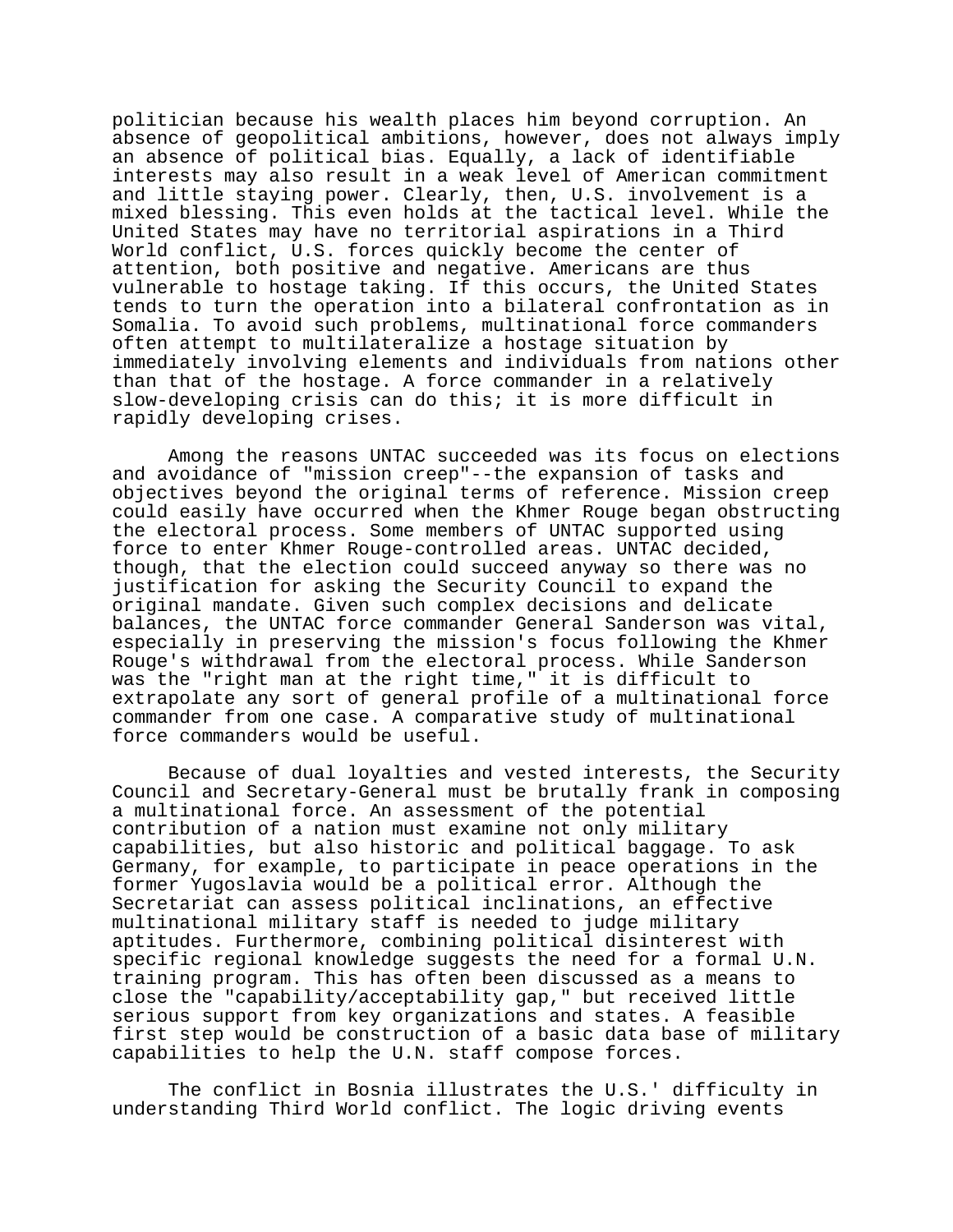politician because his wealth places him beyond corruption. An absence of geopolitical ambitions, however, does not always imply an absence of political bias. Equally, a lack of identifiable interests may also result in a weak level of American commitment and little staying power. Clearly, then, U.S. involvement is a mixed blessing. This even holds at the tactical level. While the United States may have no territorial aspirations in a Third World conflict, U.S. forces quickly become the center of attention, both positive and negative. Americans are thus vulnerable to hostage taking. If this occurs, the United States tends to turn the operation into a bilateral confrontation as in Somalia. To avoid such problems, multinational force commanders often attempt to multilateralize a hostage situation by immediately involving elements and individuals from nations other than that of the hostage. A force commander in a relatively slow-developing crisis can do this; it is more difficult in rapidly developing crises.

Among the reasons UNTAC succeeded was its focus on elections and avoidance of "mission creep"--the expansion of tasks and objectives beyond the original terms of reference. Mission creep could easily have occurred when the Khmer Rouge began obstructing the electoral process. Some members of UNTAC supported using force to enter Khmer Rouge-controlled areas. UNTAC decided, though, that the election could succeed anyway so there was no justification for asking the Security Council to expand the original mandate. Given such complex decisions and delicate balances, the UNTAC force commander General Sanderson was vital, especially in preserving the mission's focus following the Khmer Rouge's withdrawal from the electoral process. While Sanderson was the "right man at the right time," it is difficult to extrapolate any sort of general profile of a multinational force commander from one case. A comparative study of multinational force commanders would be useful.

Because of dual loyalties and vested interests, the Security Council and Secretary-General must be brutally frank in composing a multinational force. An assessment of the potential contribution of a nation must examine not only military capabilities, but also historic and political baggage. To ask Germany, for example, to participate in peace operations in the former Yugoslavia would be a political error. Although the Secretariat can assess political inclinations, an effective multinational military staff is needed to judge military aptitudes. Furthermore, combining political disinterest with specific regional knowledge suggests the need for a formal U.N. training program. This has often been discussed as a means to close the "capability/acceptability gap," but received little serious support from key organizations and states. A feasible first step would be construction of a basic data base of military capabilities to help the U.N. staff compose forces.

The conflict in Bosnia illustrates the U.S.' difficulty in understanding Third World conflict. The logic driving events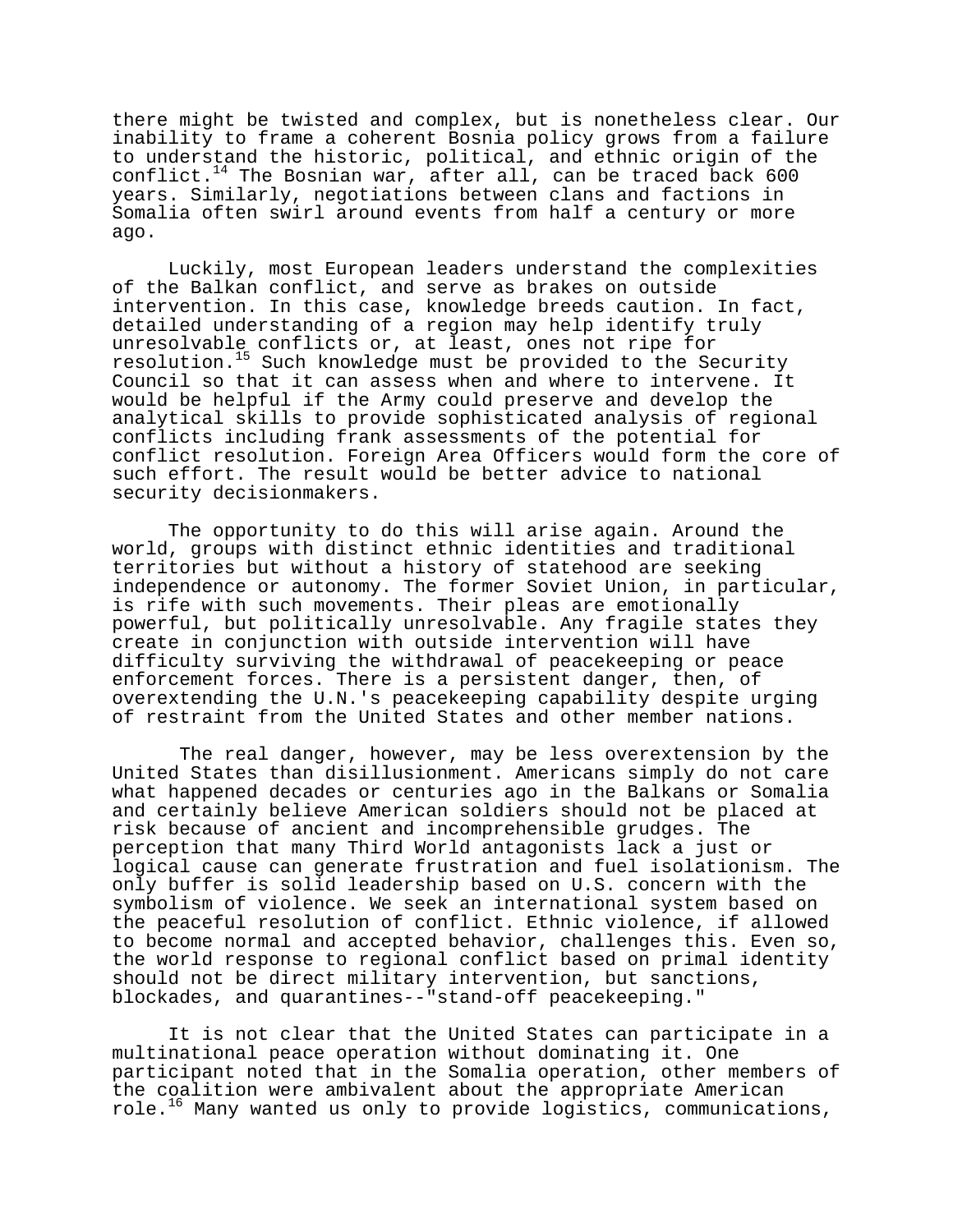there might be twisted and complex, but is nonetheless clear. Our inability to frame a coherent Bosnia policy grows from a failure to understand the historic, political, and ethnic origin of the conflict.[14] The Bosnian war, after all, can be traced back 600 years. Similarly, negotiations between clans and factions in Somalia often swirl around events from half a century or more ago.

Luckily, most European leaders understand the complexities of the Balkan conflict, and serve as brakes on outside intervention. In this case, knowledge breeds caution. In fact, detailed understanding of a region may help identify truly unresolvable conflicts or, at least, ones not ripe for resolution.[15] Such knowledge must be provided to the Security Council so that it can assess when and where to intervene. It would be helpful if the Army could preserve and develop the analytical skills to provide sophisticated analysis of regional conflicts including frank assessments of the potential for conflict resolution. Foreign Area Officers would form the core of such effort. The result would be better advice to national security decisionmakers.

The opportunity to do this will arise again. Around the world, groups with distinct ethnic identities and traditional territories but without a history of statehood are seeking independence or autonomy. The former Soviet Union, in particular, is rife with such movements. Their pleas are emotionally powerful, but politically unresolvable. Any fragile states they create in conjunction with outside intervention will have difficulty surviving the withdrawal of peacekeeping or peace enforcement forces. There is a persistent danger, then, of overextending the U.N.'s peacekeeping capability despite urging of restraint from the United States and other member nations.

The real danger, however, may be less overextension by the United States than disillusionment. Americans simply do not care what happened decades or centuries ago in the Balkans or Somalia and certainly believe American soldiers should not be placed at risk because of ancient and incomprehensible grudges. The perception that many Third World antagonists lack a just or logical cause can generate frustration and fuel isolationism. The only buffer is solid leadership based on U.S. concern with the symbolism of violence. We seek an international system based on the peaceful resolution of conflict. Ethnic violence, if allowed to become normal and accepted behavior, challenges this. Even so, the world response to regional conflict based on primal identity should not be direct military intervention, but sanctions, blockades, and quarantines--"stand-off peacekeeping."

It is not clear that the United States can participate in a multinational peace operation without dominating it. One participant noted that in the Somalia operation, other members of the coalition were ambivalent about the appropriate American role.[16] Many wanted us only to provide logistics, communications,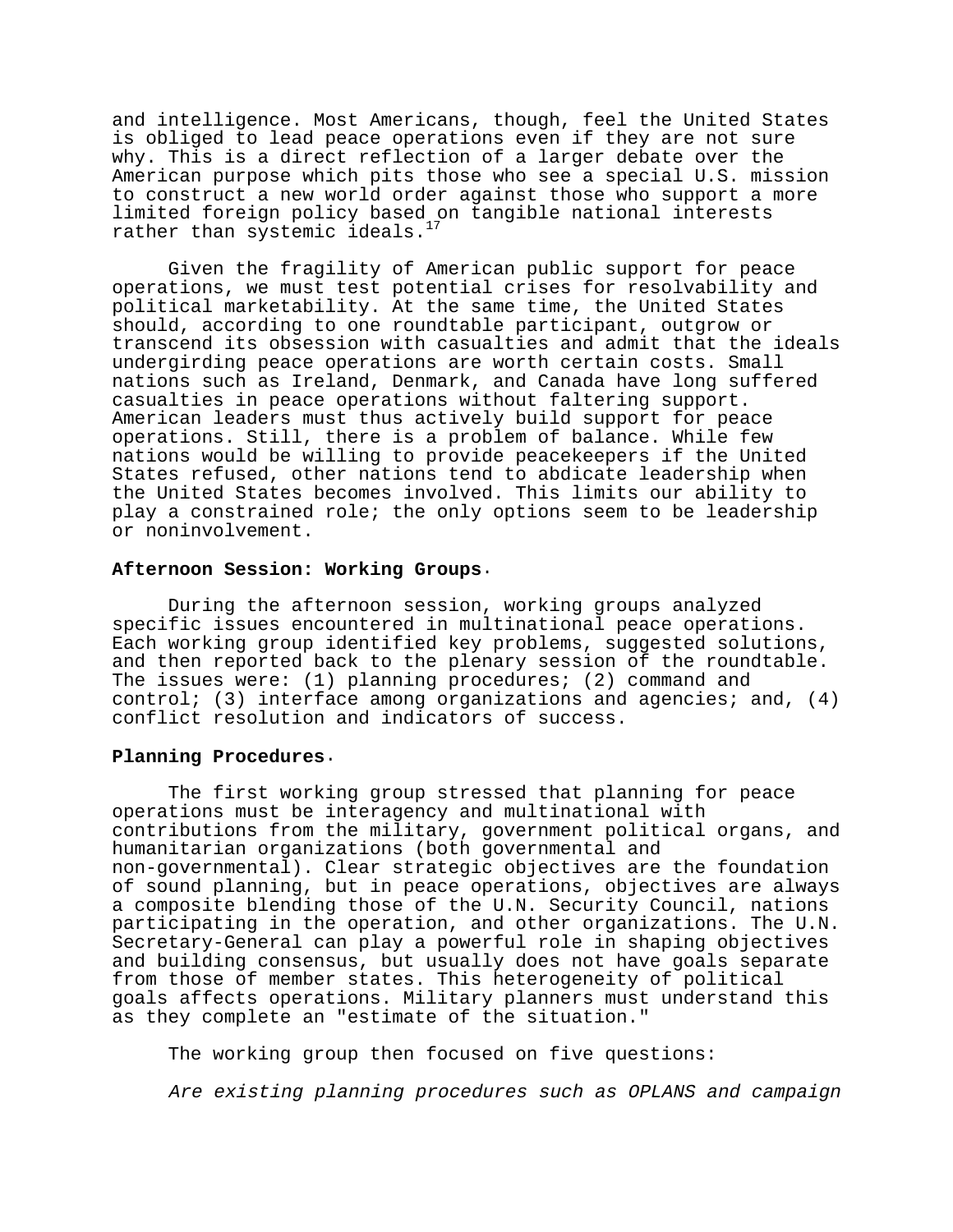and intelligence. Most Americans, though, feel the United States is obliged to lead peace operations even if they are not sure why. This is a direct reflection of a larger debate over the American purpose which pits those who see a special U.S. mission to construct a new world order against those who support a more limited foreign policy based on tangible national interests rather than systemic ideals.[17]

Given the fragility of American public support for peace operations, we must test potential crises for resolvability and political marketability. At the same time, the United States should, according to one roundtable participant, outgrow or transcend its obsession with casualties and admit that the ideals undergirding peace operations are worth certain costs. Small nations such as Ireland, Denmark, and Canada have long suffered casualties in peace operations without faltering support. American leaders must thus actively build support for peace operations. Still, there is a problem of balance. While few nations would be willing to provide peacekeepers if the United States refused, other nations tend to abdicate leadership when the United States becomes involved. This limits our ability to play a constrained role; the only options seem to be leadership or noninvolvement.

**Afternoon Session: Working Groups.**

During the afternoon session, working groups analyzed specific issues encountered in multinational peace operations. Each working group identified key problems, suggested solutions, and then reported back to the plenary session of the roundtable. The issues were: (1) planning procedures; (2) command and control; (3) interface among organizations and agencies; and, (4) conflict resolution and indicators of success.

**Planning Procedures.**

The first working group stressed that planning for peace operations must be interagency and multinational with contributions from the military, government political organs, and humanitarian organizations (both governmental and non-governmental). Clear strategic objectives are the foundation of sound planning, but in peace operations, objectives are always a composite blending those of the U.N. Security Council, nations participating in the operation, and other organizations. The U.N. Secretary-General can play a powerful role in shaping objectives and building consensus, but usually does not have goals separate from those of member states. This heterogeneity of political goals affects operations. Military planners must understand this as they complete an "estimate of the situation."

The working group then focused on five questions:

*Are existing planning procedures such as OPLANS and campaign*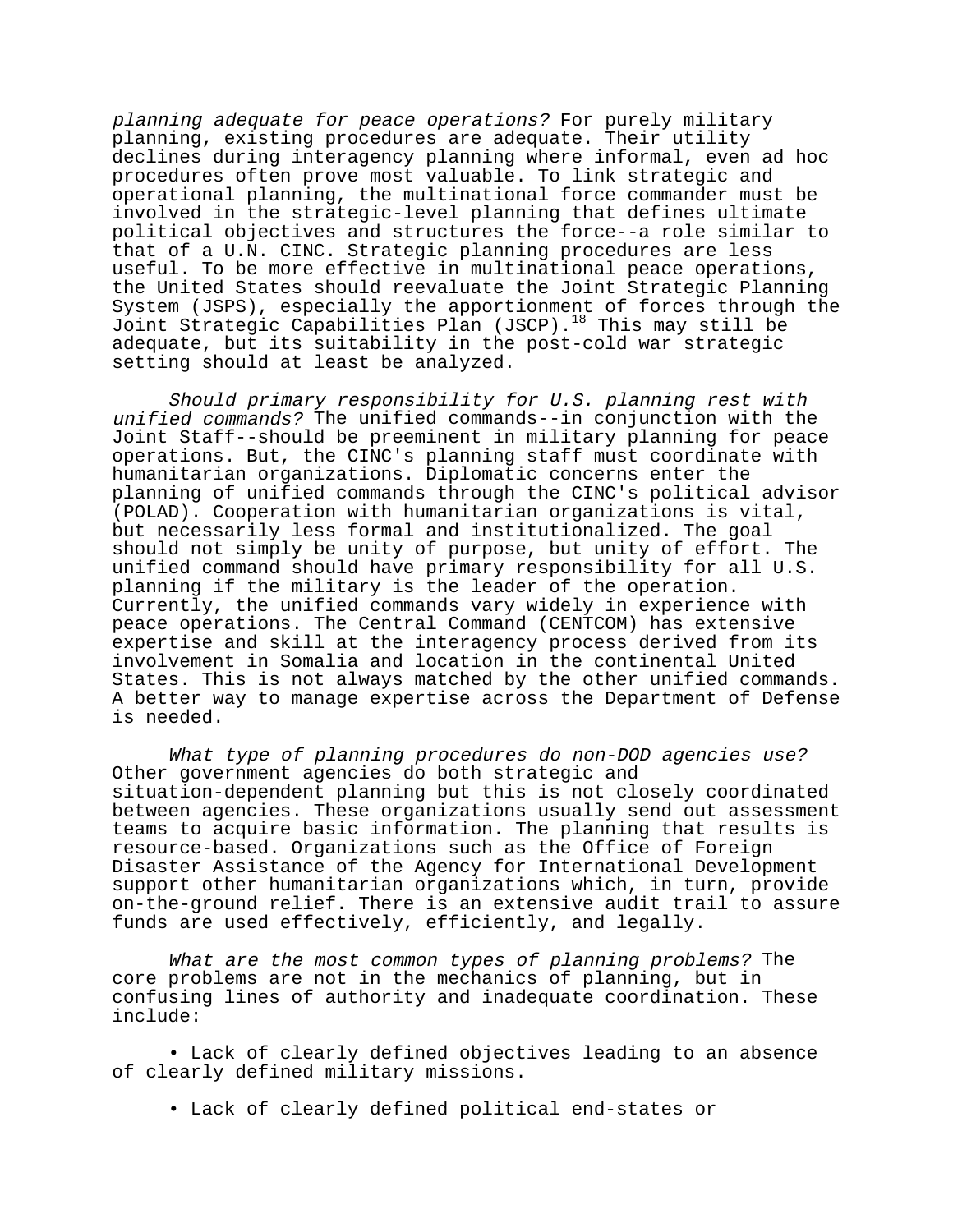*planning adequate for peace operations?* For purely military planning, existing procedures are adequate. Their utility declines during interagency planning where informal, even ad hoc procedures often prove most valuable. To link strategic and operational planning, the multinational force commander must be involved in the strategic-level planning that defines ultimate political objectives and structures the force--a role similar to that of a U.N. CINC. Strategic planning procedures are less useful. To be more effective in multinational peace operations, the United States should reevaluate the Joint Strategic Planning System (JSPS), especially the apportionment of forces through the Joint Strategic Capabilities Plan (JSCP).[18] This may still be adequate, but its suitability in the post-cold war strategic setting should at least be analyzed.

*Should primary responsibility for U.S. planning rest with unified commands?* The unified commands--in conjunction with the Joint Staff--should be preeminent in military planning for peace operations. But, the CINC's planning staff must coordinate with humanitarian organizations. Diplomatic concerns enter the planning of unified commands through the CINC's political advisor (POLAD). Cooperation with humanitarian organizations is vital, but necessarily less formal and institutionalized. The goal should not simply be unity of purpose, but unity of effort. The unified command should have primary responsibility for all U.S. planning if the military is the leader of the operation. Currently, the unified commands vary widely in experience with peace operations. The Central Command (CENTCOM) has extensive expertise and skill at the interagency process derived from its involvement in Somalia and location in the continental United States. This is not always matched by the other unified commands. A better way to manage expertise across the Department of Defense is needed.

*What type of planning procedures do non-DOD agencies use?* Other government agencies do both strategic and situation-dependent planning but this is not closely coordinated between agencies. These organizations usually send out assessment teams to acquire basic information. The planning that results is resource-based. Organizations such as the Office of Foreign Disaster Assistance of the Agency for International Development support other humanitarian organizations which, in turn, provide on-the-ground relief. There is an extensive audit trail to assure funds are used effectively, efficiently, and legally.

*What are the most common types of planning problems?* The core problems are not in the mechanics of planning, but in confusing lines of authority and inadequate coordination. These include:

- Lack of clearly defined objectives leading to an absence of clearly defined military missions.

- Lack of clearly defined political end-states or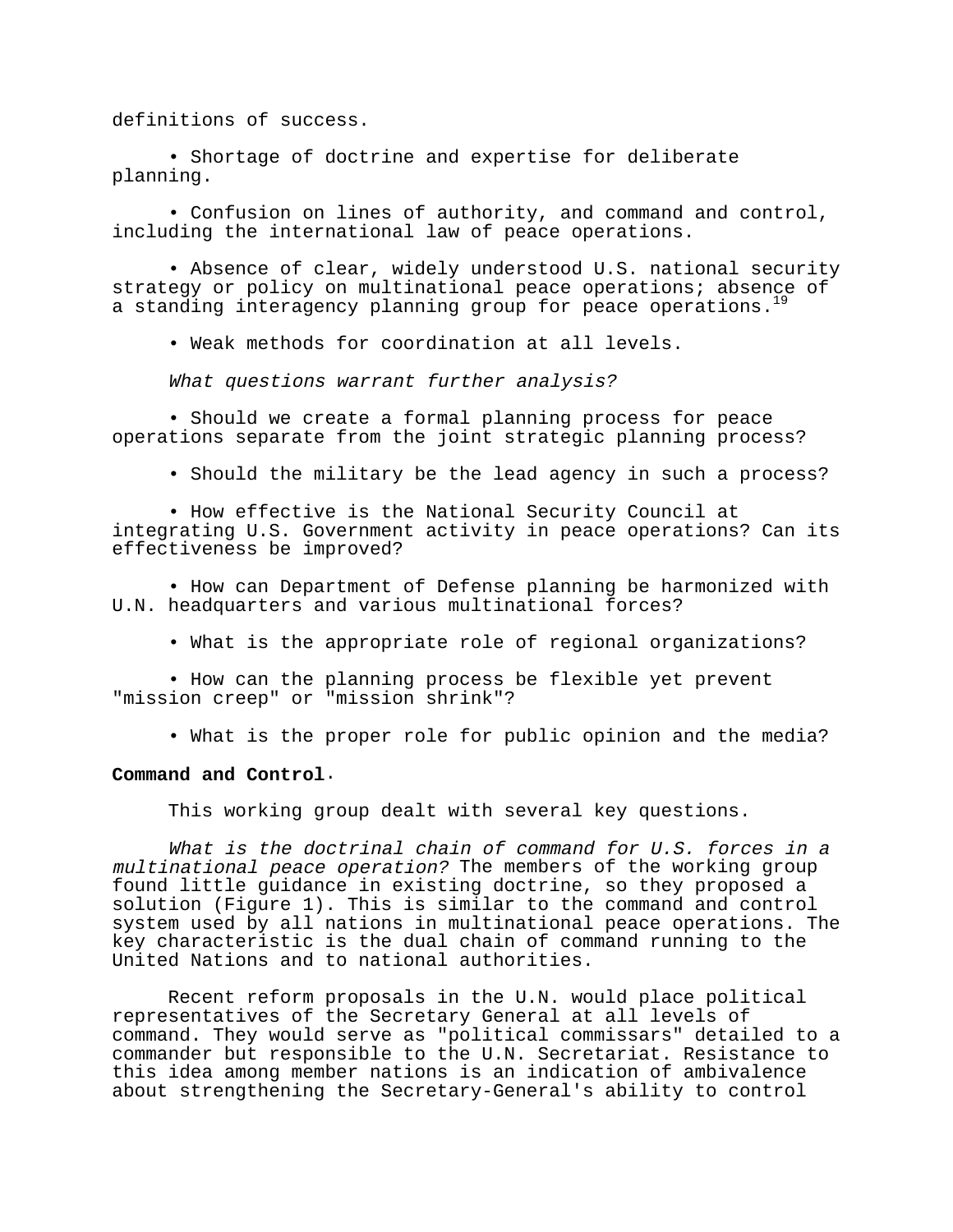definitions of success.

- Shortage of doctrine and expertise for deliberate planning.

- Confusion on lines of authority, and command and control, including the international law of peace operations.

- Absence of clear, widely understood U.S. national security strategy or policy on multinational peace operations; absence of a standing interagency planning group for peace operations.[19]

- Weak methods for coordination at all levels.

*What questions warrant further analysis?*

- Should we create a formal planning process for peace operations separate from the joint strategic planning process?

- Should the military be the lead agency in such a process?

- How effective is the National Security Council at integrating U.S. Government activity in peace operations? Can its effectiveness be improved?

- How can Department of Defense planning be harmonized with U.N. headquarters and various multinational forces?

- What is the appropriate role of regional organizations?

- How can the planning process be flexible yet prevent "mission creep" or "mission shrink"?

- What is the proper role for public opinion and the media?

**Command and Control**.

This working group dealt with several key questions.

*What is the doctrinal chain of command for U.S. forces in a multinational peace operation?* The members of the working group found little guidance in existing doctrine, so they proposed a solution (Figure 1). This is similar to the command and control system used by all nations in multinational peace operations. The key characteristic is the dual chain of command running to the United Nations and to national authorities.

Recent reform proposals in the U.N. would place political representatives of the Secretary General at all levels of command. They would serve as "political commissars" detailed to a commander but responsible to the U.N. Secretariat. Resistance to this idea among member nations is an indication of ambivalence about strengthening the Secretary-General's ability to control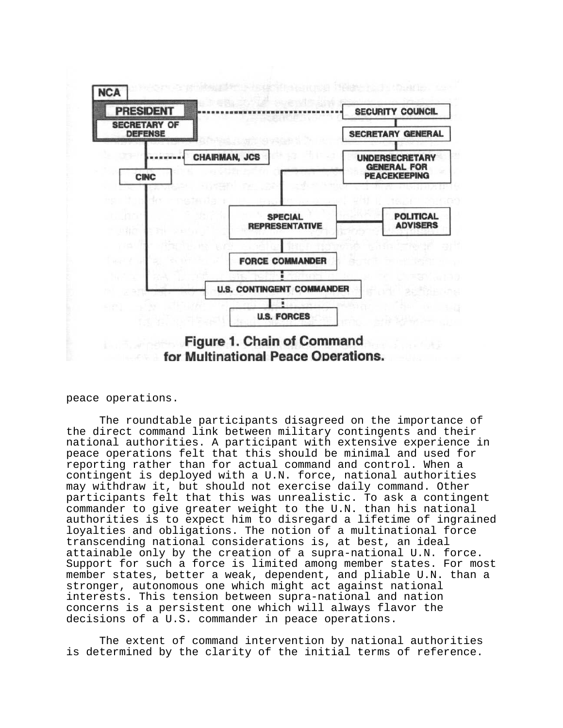Figure 1. Chain of Command for Multinational Peace Operations.

peace operations.

The roundtable participants disagreed on the importance of the direct command link between military contingents and their national authorities. A participant with extensive experience in peace operations felt that this should be minimal and used for reporting rather than for actual command and control. When a contingent is deployed with a U.N. force, national authorities may withdraw it, but should not exercise daily command. Other participants felt that this was unrealistic. To ask a contingent commander to give greater weight to the U.N. than his national authorities is to expect him to disregard a lifetime of ingrained loyalties and obligations. The notion of a multinational force transcending national considerations is, at best, an ideal attainable only by the creation of a supra-national U.N. force. Support for such a force is limited among member states. For most member states, better a weak, dependent, and pliable U.N. than a stronger, autonomous one which might act against national interests. This tension between supra-national and nation concerns is a persistent one which will always flavor the decisions of a U.S. commander in peace operations.

The extent of command intervention by national authorities is determined by the clarity of the initial terms of reference.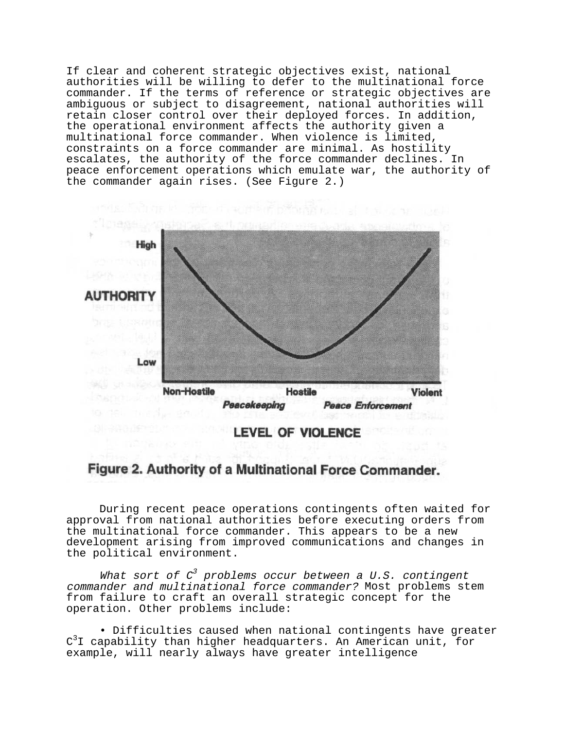If clear and coherent strategic objectives exist, national authorities will be willing to defer to the multinational force commander. If the terms of reference or strategic objectives are ambiguous or subject to disagreement, national authorities will retain closer control over their deployed forces. In addition, the operational environment affects the authority given a multinational force commander. When violence is limited, constraints on a force commander are minimal. As hostility escalates, the authority of the force commander declines. In peace enforcement operations which emulate war, the authority of the commander again rises. (See Figure 2.)

**Figure 2. Authority of a Multinational Force Commander.**

During recent peace operations contingents often waited for approval from national authorities before executing orders from the multinational force commander. This appears to be a new development arising from improved communications and changes in the political environment.

*What sort of $C^3$ problems occur between a U.S. contingent commander and multinational force commander?* Most problems stem from failure to craft an overall strategic concept for the operation. Other problems include:

- Difficulties caused when national contingents have greater $C^3I$ capability than higher headquarters. An American unit, for example, will nearly always have greater intelligence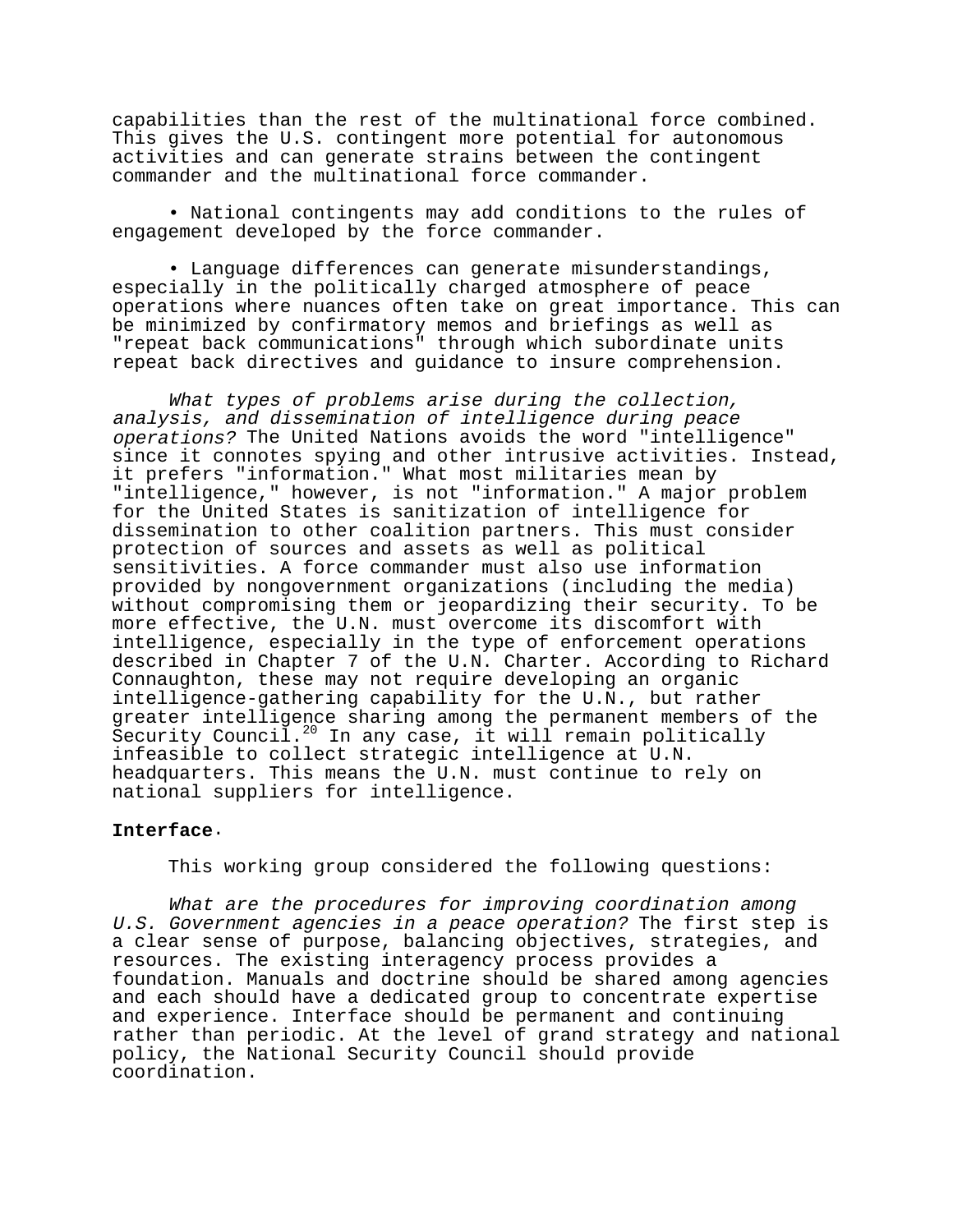capabilities than the rest of the multinational force combined. This gives the U.S. contingent more potential for autonomous activities and can generate strains between the contingent commander and the multinational force commander.

- National contingents may add conditions to the rules of engagement developed by the force commander.

- Language differences can generate misunderstandings, especially in the politically charged atmosphere of peace operations where nuances often take on great importance. This can be minimized by confirmatory memos and briefings as well as "repeat back communications" through which subordinate units repeat back directives and guidance to insure comprehension.

*What types of problems arise during the collection, analysis, and dissemination of intelligence during peace operations?* The United Nations avoids the word "intelligence" since it connotes spying and other intrusive activities. Instead, it prefers "information." What most militaries mean by "intelligence," however, is not "information." A major problem for the United States is sanitization of intelligence for dissemination to other coalition partners. This must consider protection of sources and assets as well as political sensitivities. A force commander must also use information provided by nongovernment organizations (including the media) without compromising them or jeopardizing their security. To be more effective, the U.N. must overcome its discomfort with intelligence, especially in the type of enforcement operations described in Chapter 7 of the U.N. Charter. According to Richard Connaughton, these may not require developing an organic intelligence-gathering capability for the U.N., but rather greater intelligence sharing among the permanent members of the Security Council.[20] In any case, it will remain politically infeasible to collect strategic intelligence at U.N. headquarters. This means the U.N. must continue to rely on national suppliers for intelligence.

**Interface.**

This working group considered the following questions:

*What are the procedures for improving coordination among U.S. Government agencies in a peace operation?* The first step is a clear sense of purpose, balancing objectives, strategies, and resources. The existing interagency process provides a foundation. Manuals and doctrine should be shared among agencies and each should have a dedicated group to concentrate expertise and experience. Interface should be permanent and continuing rather than periodic. At the level of grand strategy and national policy, the National Security Council should provide coordination.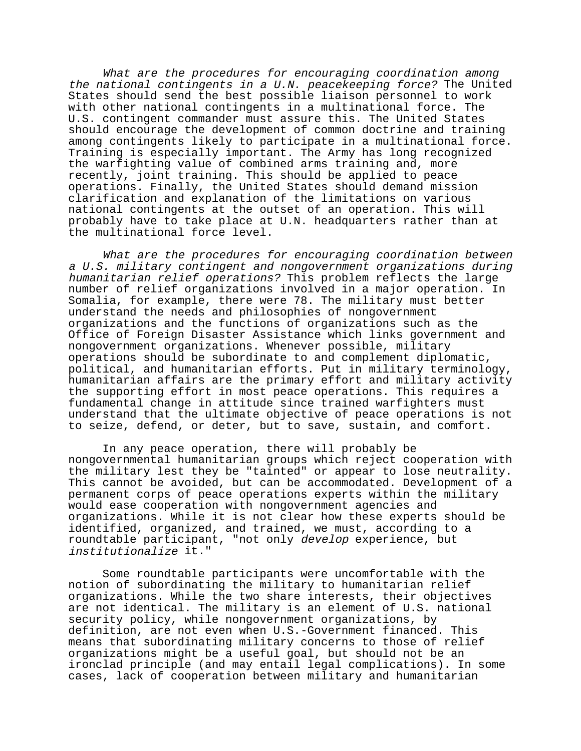*What are the procedures for encouraging coordination among the national contingents in a U.N. peacekeeping force?* The United States should send the best possible liaison personnel to work with other national contingents in a multinational force. The U.S. contingent commander must assure this. The United States should encourage the development of common doctrine and training among contingents likely to participate in a multinational force. Training is especially important. The Army has long recognized the warfighting value of combined arms training and, more recently, joint training. This should be applied to peace operations. Finally, the United States should demand mission clarification and explanation of the limitations on various national contingents at the outset of an operation. This will probably have to take place at U.N. headquarters rather than at the multinational force level.

*What are the procedures for encouraging coordination between a U.S. military contingent and nongovernment organizations during humanitarian relief operations?* This problem reflects the large number of relief organizations involved in a major operation. In Somalia, for example, there were 78. The military must better understand the needs and philosophies of nongovernment organizations and the functions of organizations such as the Office of Foreign Disaster Assistance which links government and nongovernment organizations. Whenever possible, military operations should be subordinate to and complement diplomatic, political, and humanitarian efforts. Put in military terminology, humanitarian affairs are the primary effort and military activity the supporting effort in most peace operations. This requires a fundamental change in attitude since trained warfighters must understand that the ultimate objective of peace operations is not to seize, defend, or deter, but to save, sustain, and comfort.

In any peace operation, there will probably be nongovernmental humanitarian groups which reject cooperation with the military lest they be "tainted" or appear to lose neutrality. This cannot be avoided, but can be accommodated. Development of a permanent corps of peace operations experts within the military would ease cooperation with nongovernment agencies and organizations. While it is not clear how these experts should be identified, organized, and trained, we must, according to a roundtable participant, "not only *develop* experience, but *institutionalize* it."

Some roundtable participants were uncomfortable with the notion of subordinating the military to humanitarian relief organizations. While the two share interests, their objectives are not identical. The military is an element of U.S. national security policy, while nongovernment organizations, by definition, are not even when U.S.-Government financed. This means that subordinating military concerns to those of relief organizations might be a useful goal, but should not be an ironclad principle (and may entail legal complications). In some cases, lack of cooperation between military and humanitarian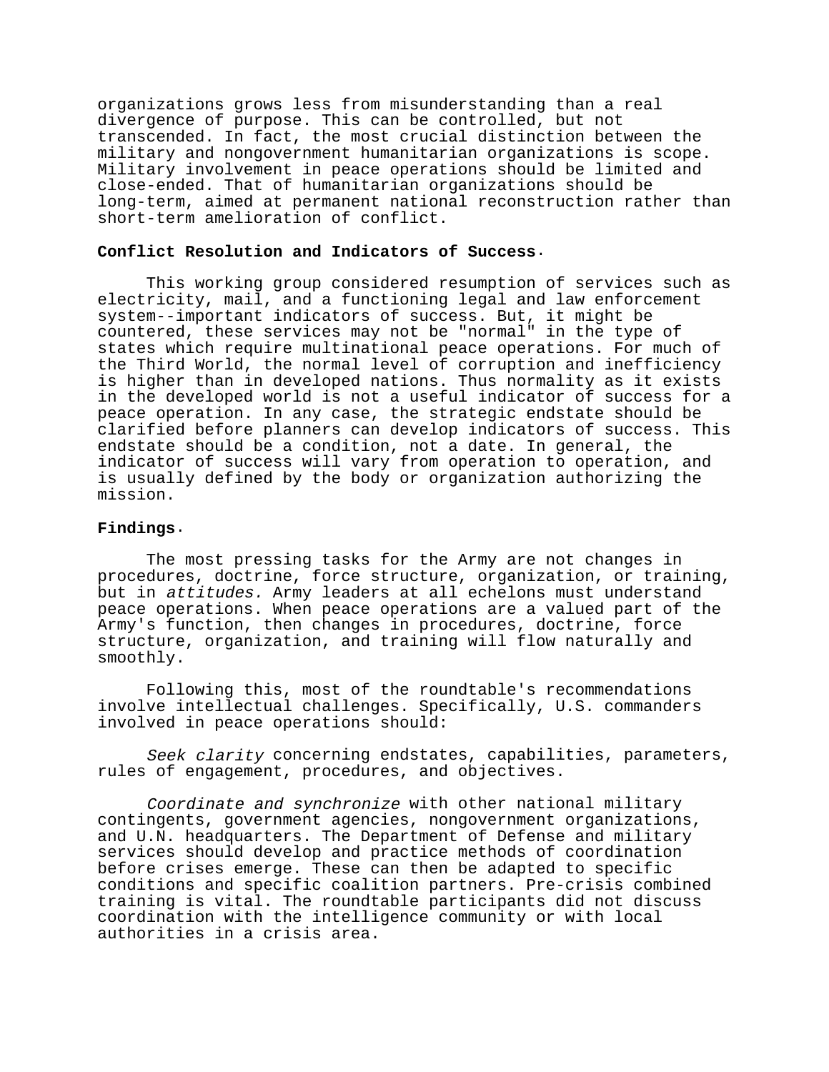organizations grows less from misunderstanding than a real divergence of purpose. This can be controlled, but not transcended. In fact, the most crucial distinction between the military and nongovernment humanitarian organizations is scope. Military involvement in peace operations should be limited and close-ended. That of humanitarian organizations should be long-term, aimed at permanent national reconstruction rather than short-term amelioration of conflict.

**Conflict Resolution and Indicators of Success.**

This working group considered resumption of services such as electricity, mail, and a functioning legal and law enforcement system--important indicators of success. But, it might be countered, these services may not be "normal" in the type of states which require multinational peace operations. For much of the Third World, the normal level of corruption and inefficiency is higher than in developed nations. Thus normality as it exists in the developed world is not a useful indicator of success for a peace operation. In any case, the strategic endstate should be clarified before planners can develop indicators of success. This endstate should be a condition, not a date. In general, the indicator of success will vary from operation to operation, and is usually defined by the body or organization authorizing the mission.

**Findings.**

The most pressing tasks for the Army are not changes in procedures, doctrine, force structure, organization, or training, but in *attitudes.* Army leaders at all echelons must understand peace operations. When peace operations are a valued part of the Army's function, then changes in procedures, doctrine, force structure, organization, and training will flow naturally and smoothly.

Following this, most of the roundtable's recommendations involve intellectual challenges. Specifically, U.S. commanders involved in peace operations should:

*Seek clarity* concerning endstates, capabilities, parameters, rules of engagement, procedures, and objectives.

*Coordinate and synchronize* with other national military contingents, government agencies, nongovernment organizations, and U.N. headquarters. The Department of Defense and military services should develop and practice methods of coordination before crises emerge. These can then be adapted to specific conditions and specific coalition partners. Pre-crisis combined training is vital. The roundtable participants did not discuss coordination with the intelligence community or with local authorities in a crisis area.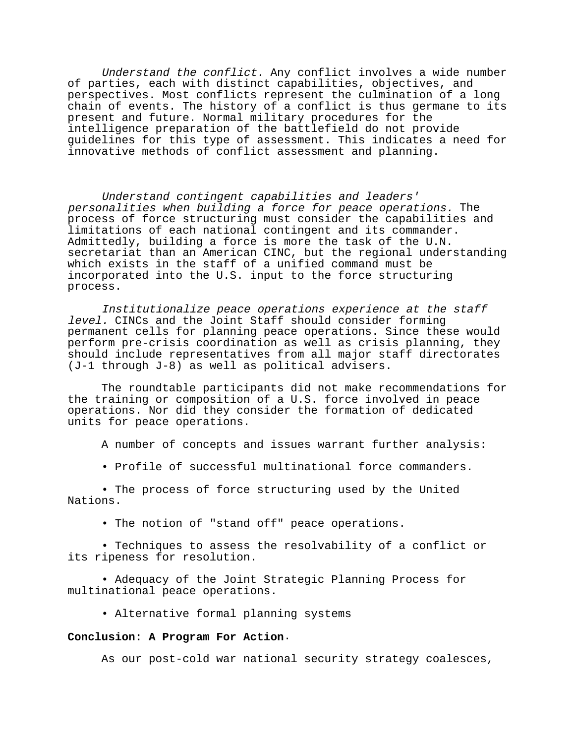*Understand the conflict.* Any conflict involves a wide number of parties, each with distinct capabilities, objectives, and perspectives. Most conflicts represent the culmination of a long chain of events. The history of a conflict is thus germane to its present and future. Normal military procedures for the intelligence preparation of the battlefield do not provide guidelines for this type of assessment. This indicates a need for innovative methods of conflict assessment and planning.

*Understand contingent capabilities and leaders' personalities when building a force for peace operations.* The process of force structuring must consider the capabilities and limitations of each national contingent and its commander. Admittedly, building a force is more the task of the U.N. secretariat than an American CINC, but the regional understanding which exists in the staff of a unified command must be incorporated into the U.S. input to the force structuring process.

*Institutionalize peace operations experience at the staff level.* CINCs and the Joint Staff should consider forming permanent cells for planning peace operations. Since these would perform pre-crisis coordination as well as crisis planning, they should include representatives from all major staff directorates (J-1 through J-8) as well as political advisers.

The roundtable participants did not make recommendations for the training or composition of a U.S. force involved in peace operations. Nor did they consider the formation of dedicated units for peace operations.

A number of concepts and issues warrant further analysis:

- Profile of successful multinational force commanders.
- The process of force structuring used by the United Nations.
- The notion of "stand off" peace operations.
- Techniques to assess the resolvability of a conflict or its ripeness for resolution.
- Adequacy of the Joint Strategic Planning Process for multinational peace operations.
- Alternative formal planning systems

**Conclusion: A Program For Action**.

As our post-cold war national security strategy coalesces,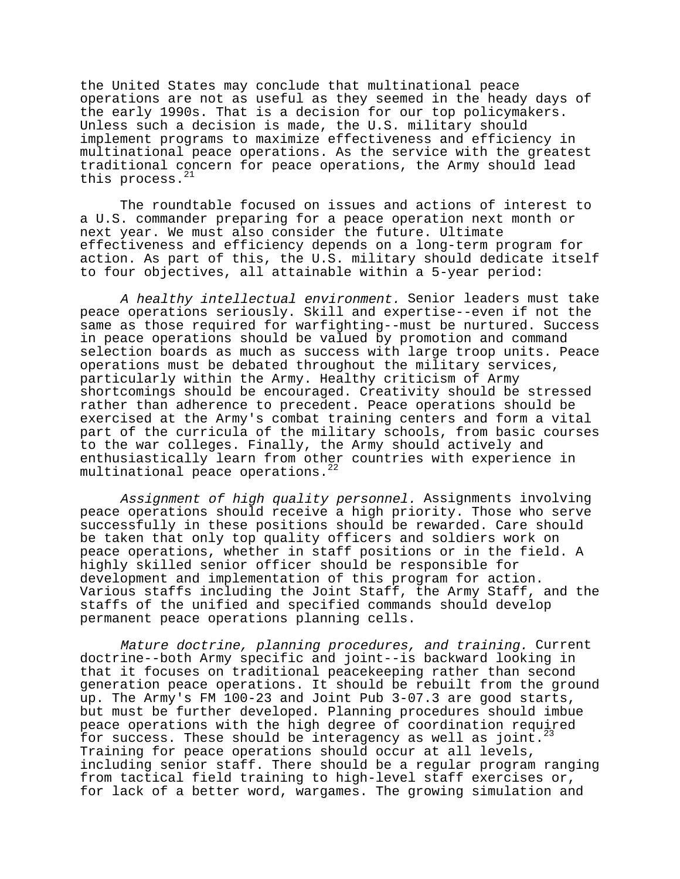the United States may conclude that multinational peace operations are not as useful as they seemed in the heady days of the early 1990s. That is a decision for our top policymakers. Unless such a decision is made, the U.S. military should implement programs to maximize effectiveness and efficiency in multinational peace operations. As the service with the greatest traditional concern for peace operations, the Army should lead this process.[21]

The roundtable focused on issues and actions of interest to a U.S. commander preparing for a peace operation next month or next year. We must also consider the future. Ultimate effectiveness and efficiency depends on a long-term program for action. As part of this, the U.S. military should dedicate itself to four objectives, all attainable within a 5-year period:

*A healthy intellectual environment.* Senior leaders must take peace operations seriously. Skill and expertise--even if not the same as those required for warfighting--must be nurtured. Success in peace operations should be valued by promotion and command selection boards as much as success with large troop units. Peace operations must be debated throughout the military services, particularly within the Army. Healthy criticism of Army shortcomings should be encouraged. Creativity should be stressed rather than adherence to precedent. Peace operations should be exercised at the Army's combat training centers and form a vital part of the curricula of the military schools, from basic courses to the war colleges. Finally, the Army should actively and enthusiastically learn from other countries with experience in multinational peace operations.[22]

*Assignment of high quality personnel.* Assignments involving peace operations should receive a high priority. Those who serve successfully in these positions should be rewarded. Care should be taken that only top quality officers and soldiers work on peace operations, whether in staff positions or in the field. A highly skilled senior officer should be responsible for development and implementation of this program for action. Various staffs including the Joint Staff, the Army Staff, and the staffs of the unified and specified commands should develop permanent peace operations planning cells.

*Mature doctrine, planning procedures, and training.* Current doctrine--both Army specific and joint--is backward looking in that it focuses on traditional peacekeeping rather than second generation peace operations. It should be rebuilt from the ground up. The Army's FM 100-23 and Joint Pub 3-07.3 are good starts, but must be further developed. Planning procedures should imbue peace operations with the high degree of coordination required for success. These should be interagency as well as joint.[23] Training for peace operations should occur at all levels, including senior staff. There should be a regular program ranging from tactical field training to high-level staff exercises or, for lack of a better word, wargames. The growing simulation and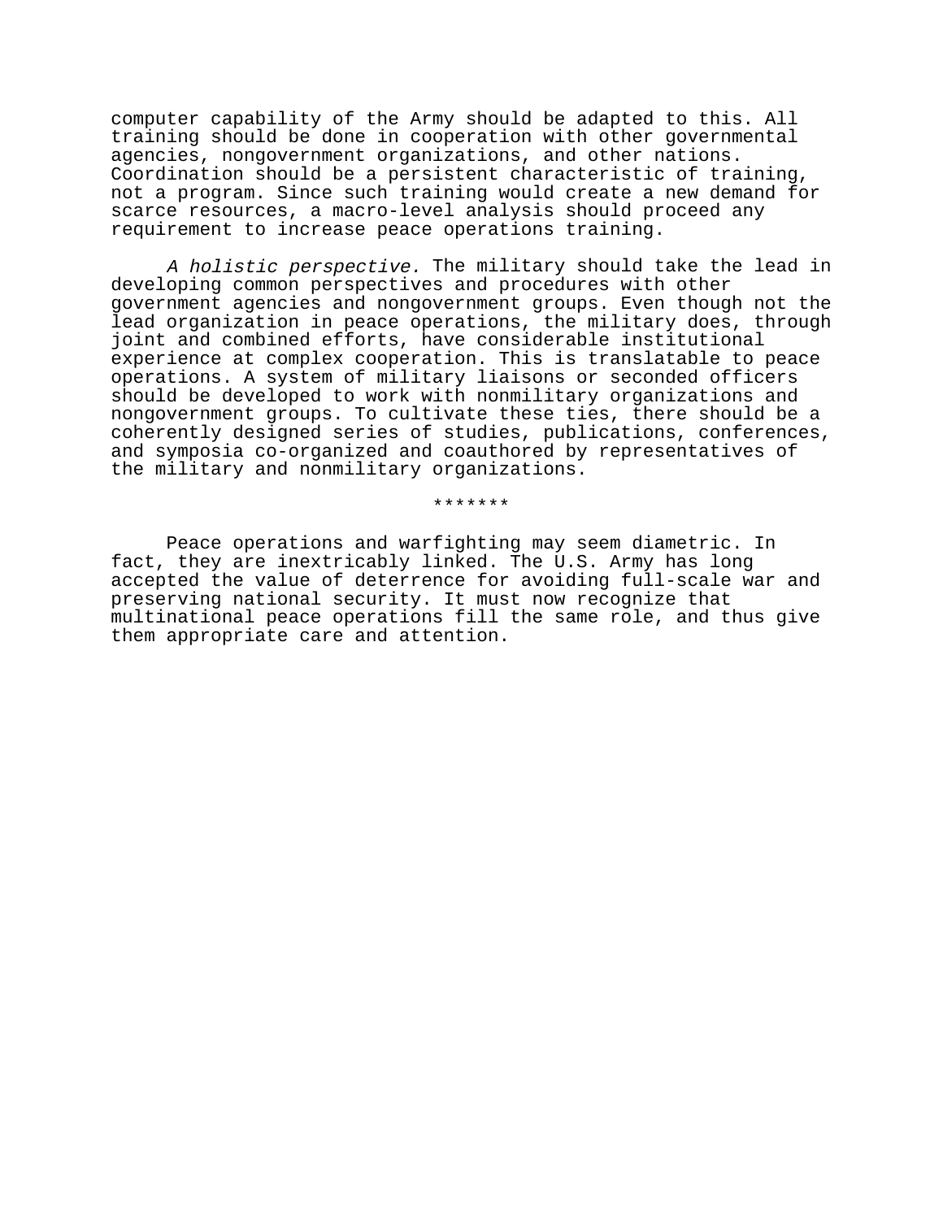computer capability of the Army should be adapted to this. All training should be done in cooperation with other governmental agencies, nongovernment organizations, and other nations. Coordination should be a persistent characteristic of training, not a program. Since such training would create a new demand for scarce resources, a macro-level analysis should proceed any requirement to increase peace operations training.

*A holistic perspective.* The military should take the lead in developing common perspectives and procedures with other government agencies and nongovernment groups. Even though not the lead organization in peace operations, the military does, through joint and combined efforts, have considerable institutional experience at complex cooperation. This is translatable to peace operations. A system of military liaisons or seconded officers should be developed to work with nonmilitary organizations and nongovernment groups. To cultivate these ties, there should be a coherently designed series of studies, publications, conferences, and symposia co-organized and coauthored by representatives of the military and nonmilitary organizations.

*******

Peace operations and warfighting may seem diametric. In fact, they are inextricably linked. The U.S. Army has long accepted the value of deterrence for avoiding full-scale war and preserving national security. It must now recognize that multinational peace operations fill the same role, and thus give them appropriate care and attention.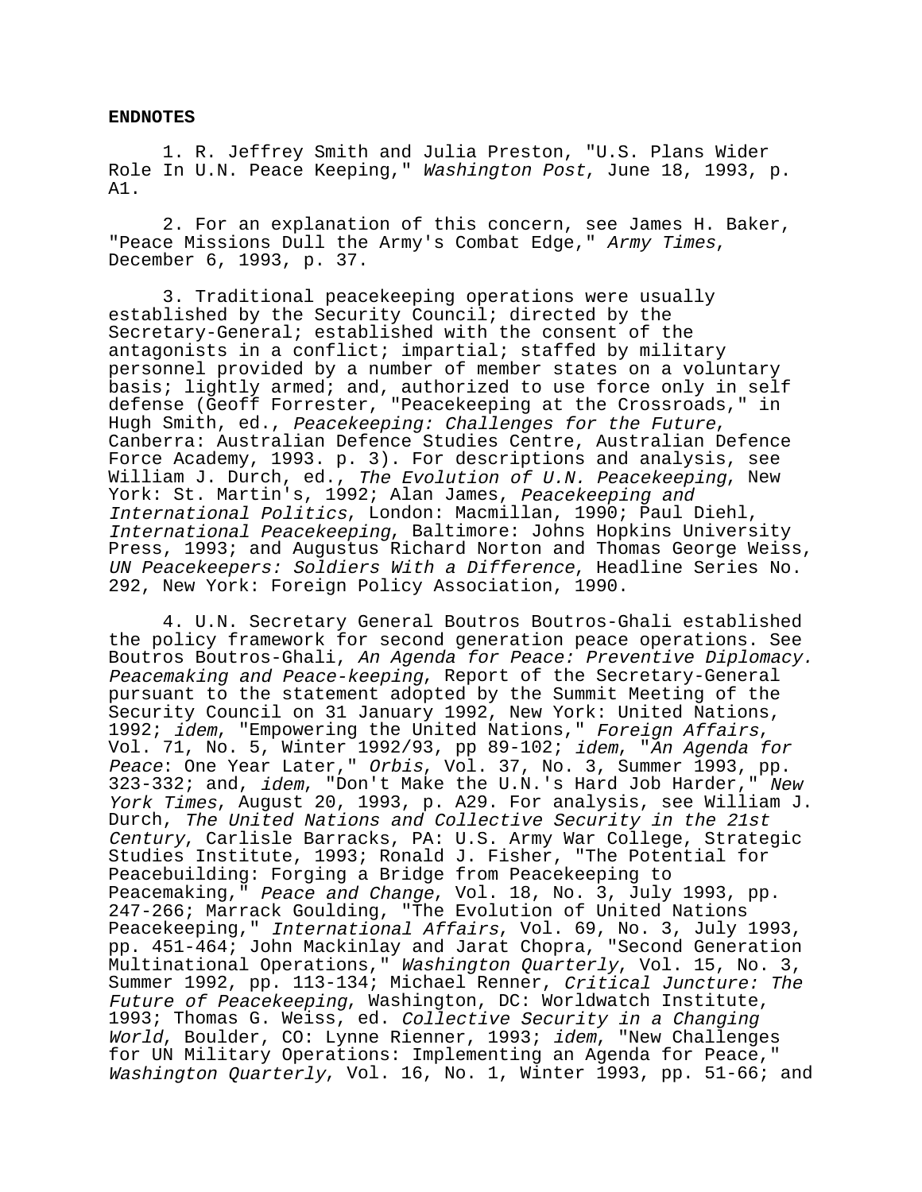**ENDNOTES**

1. R. Jeffrey Smith and Julia Preston, "U.S. Plans Wider Role In U.N. Peace Keeping," *Washington Post*, June 18, 1993, p. A1.

2. For an explanation of this concern, see James H. Baker, "Peace Missions Dull the Army's Combat Edge," *Army Times*, December 6, 1993, p. 37.

3. Traditional peacekeeping operations were usually established by the Security Council; directed by the Secretary-General; established with the consent of the antagonists in a conflict; impartial; staffed by military personnel provided by a number of member states on a voluntary basis; lightly armed; and, authorized to use force only in self defense (Geoff Forrester, "Peacekeeping at the Crossroads," in Hugh Smith, ed., *Peacekeeping: Challenges for the Future*, Canberra: Australian Defence Studies Centre, Australian Defence Force Academy, 1993. p. 3). For descriptions and analysis, see William J. Durch, ed., *The Evolution of U.N. Peacekeeping*, New York: St. Martin's, 1992; Alan James, *Peacekeeping and International Politics*, London: Macmillan, 1990; Paul Diehl, *International Peacekeeping*, Baltimore: Johns Hopkins University Press, 1993; and Augustus Richard Norton and Thomas George Weiss, *UN Peacekeepers: Soldiers With a Difference*, Headline Series No. 292, New York: Foreign Policy Association, 1990.

4. U.N. Secretary General Boutros Boutros-Ghali established the policy framework for second generation peace operations. See Boutros Boutros-Ghali, *An Agenda for Peace: Preventive Diplomacy. Peacemaking and Peace-keeping*, Report of the Secretary-General pursuant to the statement adopted by the Summit Meeting of the Security Council on 31 January 1992, New York: United Nations, 1992; *idem*, "Empowering the United Nations," *Foreign Affairs*, Vol. 71, No. 5, Winter 1992/93, pp 89-102; *idem*, "*An Agenda for Peace*: One Year Later," *Orbis*, Vol. 37, No. 3, Summer 1993, pp. 323-332; and, *idem*, "Don't Make the U.N.'s Hard Job Harder," *New York Times*, August 20, 1993, p. A29. For analysis, see William J. Durch, *The United Nations and Collective Security in the 21st Century*, Carlisle Barracks, PA: U.S. Army War College, Strategic Studies Institute, 1993; Ronald J. Fisher, "The Potential for Peacebuilding: Forging a Bridge from Peacekeeping to Peacemaking," *Peace and Change*, Vol. 18, No. 3, July 1993, pp. 247-266; Marrack Goulding, "The Evolution of United Nations Peacekeeping," *International Affairs*, Vol. 69, No. 3, July 1993, pp. 451-464; John Mackinlay and Jarat Chopra, "Second Generation Multinational Operations," *Washington Quarterly*, Vol. 15, No. 3, Summer 1992, pp. 113-134; Michael Renner, *Critical Juncture: The Future of Peacekeeping*, Washington, DC: Worldwatch Institute, 1993; Thomas G. Weiss, ed. *Collective Security in a Changing World*, Boulder, CO: Lynne Rienner, 1993; *idem*, "New Challenges for UN Military Operations: Implementing an Agenda for Peace," *Washington Quarterly*, Vol. 16, No. 1, Winter 1993, pp. 51-66; and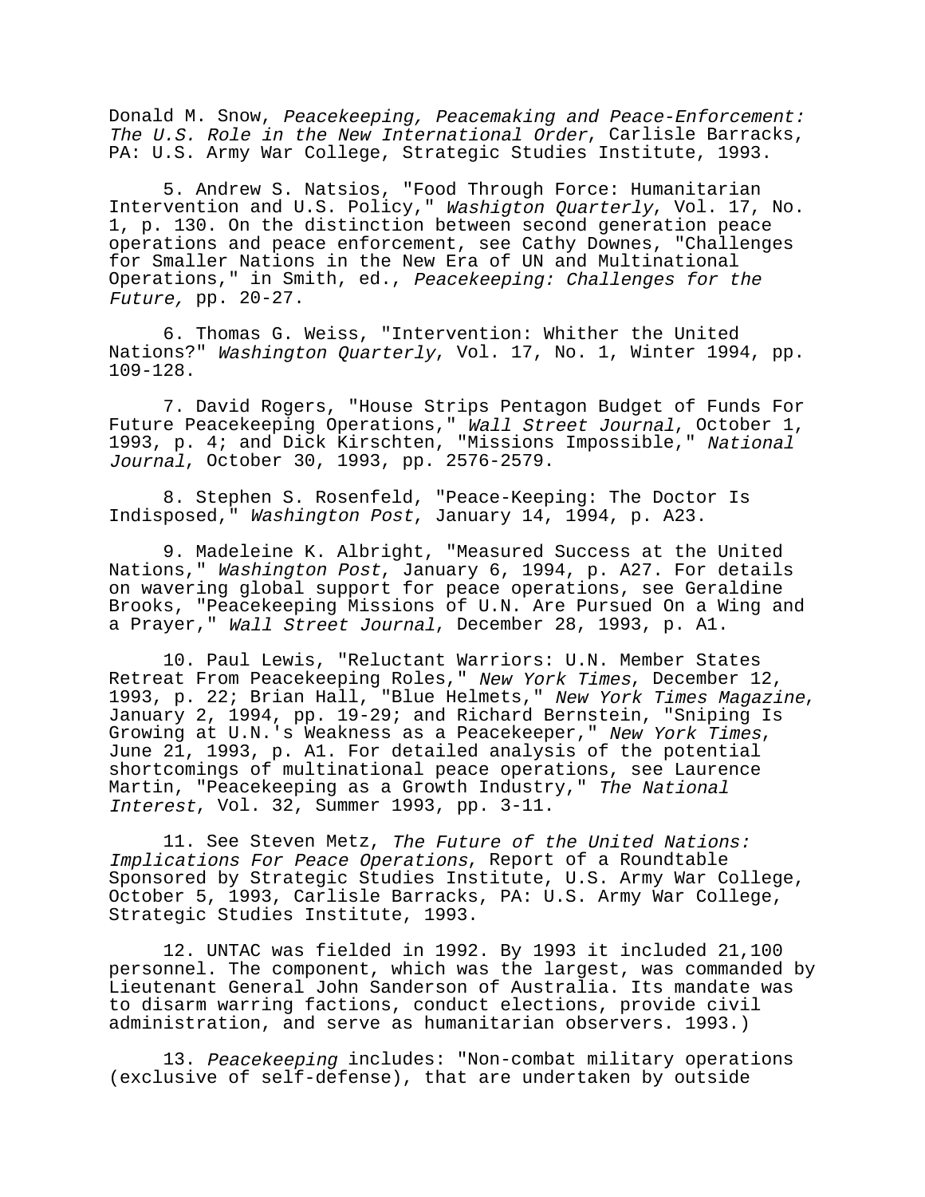Donald M. Snow, *Peacekeeping, Peacemaking and Peace-Enforcement: The U.S. Role in the New International Order*, Carlisle Barracks, PA: U.S. Army War College, Strategic Studies Institute, 1993.

5. Andrew S. Natsios, "Food Through Force: Humanitarian Intervention and U.S. Policy," *Washigton Quarterly*, Vol. 17, No. 1, p. 130. On the distinction between second generation peace operations and peace enforcement, see Cathy Downes, "Challenges for Smaller Nations in the New Era of UN and Multinational Operations," in Smith, ed., *Peacekeeping: Challenges for the Future,* pp. 20-27.

6. Thomas G. Weiss, "Intervention: Whither the United Nations?" *Washington Quarterly*, Vol. 17, No. 1, Winter 1994, pp. 109-128.

7. David Rogers, "House Strips Pentagon Budget of Funds For Future Peacekeeping Operations," *Wall Street Journal*, October 1, 1993, p. 4; and Dick Kirschten, "Missions Impossible," *National Journal*, October 30, 1993, pp. 2576-2579.

8. Stephen S. Rosenfeld, "Peace-Keeping: The Doctor Is Indisposed," *Washington Post*, January 14, 1994, p. A23.

9. Madeleine K. Albright, "Measured Success at the United Nations," *Washington Post*, January 6, 1994, p. A27. For details on wavering global support for peace operations, see Geraldine Brooks, "Peacekeeping Missions of U.N. Are Pursued On a Wing and a Prayer," *Wall Street Journal*, December 28, 1993, p. A1.

10. Paul Lewis, "Reluctant Warriors: U.N. Member States Retreat From Peacekeeping Roles," *New York Times*, December 12, 1993, p. 22; Brian Hall, "Blue Helmets," *New York Times Magazine*, January 2, 1994, pp. 19-29; and Richard Bernstein, "Sniping Is Growing at U.N.'s Weakness as a Peacekeeper," *New York Times*, June 21, 1993, p. A1. For detailed analysis of the potential shortcomings of multinational peace operations, see Laurence Martin, "Peacekeeping as a Growth Industry," *The National Interest*, Vol. 32, Summer 1993, pp. 3-11.

11. See Steven Metz, *The Future of the United Nations: Implications For Peace Operations*, Report of a Roundtable Sponsored by Strategic Studies Institute, U.S. Army War College, October 5, 1993, Carlisle Barracks, PA: U.S. Army War College, Strategic Studies Institute, 1993.

12. UNTAC was fielded in 1992. By 1993 it included 21,100 personnel. The component, which was the largest, was commanded by Lieutenant General John Sanderson of Australia. Its mandate was to disarm warring factions, conduct elections, provide civil administration, and serve as humanitarian observers. 1993.)

13. *Peacekeeping* includes: "Non-combat military operations (exclusive of self-defense), that are undertaken by outside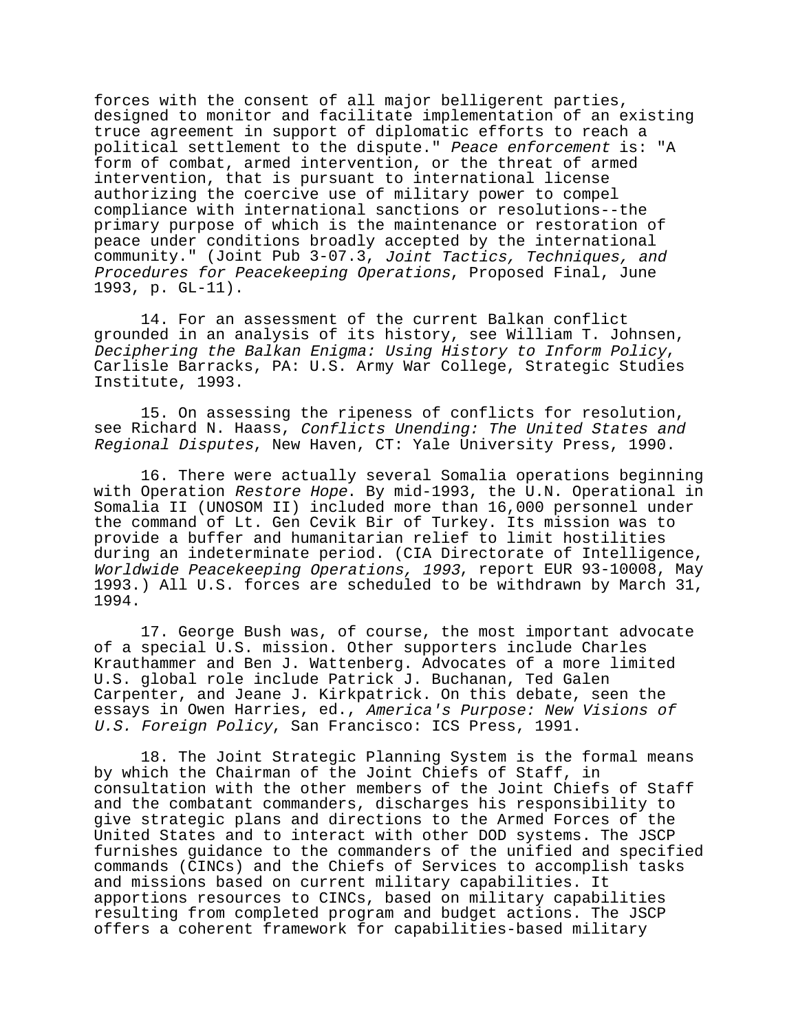forces with the consent of all major belligerent parties, designed to monitor and facilitate implementation of an existing truce agreement in support of diplomatic efforts to reach a political settlement to the dispute." *Peace enforcement* is: "A form of combat, armed intervention, or the threat of armed intervention, that is pursuant to international license authorizing the coercive use of military power to compel compliance with international sanctions or resolutions--the primary purpose of which is the maintenance or restoration of peace under conditions broadly accepted by the international community." (Joint Pub 3-07.3, *Joint Tactics, Techniques, and Procedures for Peacekeeping Operations*, Proposed Final, June 1993, p. GL-11).

14. For an assessment of the current Balkan conflict grounded in an analysis of its history, see William T. Johnsen, *Deciphering the Balkan Enigma: Using History to Inform Policy*, Carlisle Barracks, PA: U.S. Army War College, Strategic Studies Institute, 1993.

15. On assessing the ripeness of conflicts for resolution, see Richard N. Haass, *Conflicts Unending: The United States and Regional Disputes*, New Haven, CT: Yale University Press, 1990.

16. There were actually several Somalia operations beginning with Operation *Restore Hope*. By mid-1993, the U.N. Operational in Somalia II (UNOSOM II) included more than 16,000 personnel under the command of Lt. Gen Cevik Bir of Turkey. Its mission was to provide a buffer and humanitarian relief to limit hostilities during an indeterminate period. (CIA Directorate of Intelligence, *Worldwide Peacekeeping Operations, 1993*, report EUR 93-10008, May 1993.) All U.S. forces are scheduled to be withdrawn by March 31, 1994.

17. George Bush was, of course, the most important advocate of a special U.S. mission. Other supporters include Charles Krauthammer and Ben J. Wattenberg. Advocates of a more limited U.S. global role include Patrick J. Buchanan, Ted Galen Carpenter, and Jeane J. Kirkpatrick. On this debate, seen the essays in Owen Harries, ed., *America's Purpose: New Visions of U.S. Foreign Policy*, San Francisco: ICS Press, 1991.

18. The Joint Strategic Planning System is the formal means by which the Chairman of the Joint Chiefs of Staff, in consultation with the other members of the Joint Chiefs of Staff and the combatant commanders, discharges his responsibility to give strategic plans and directions to the Armed Forces of the United States and to interact with other DOD systems. The JSCP furnishes guidance to the commanders of the unified and specified commands (CINCs) and the Chiefs of Services to accomplish tasks and missions based on current military capabilities. It apportions resources to CINCs, based on military capabilities resulting from completed program and budget actions. The JSCP offers a coherent framework for capabilities-based military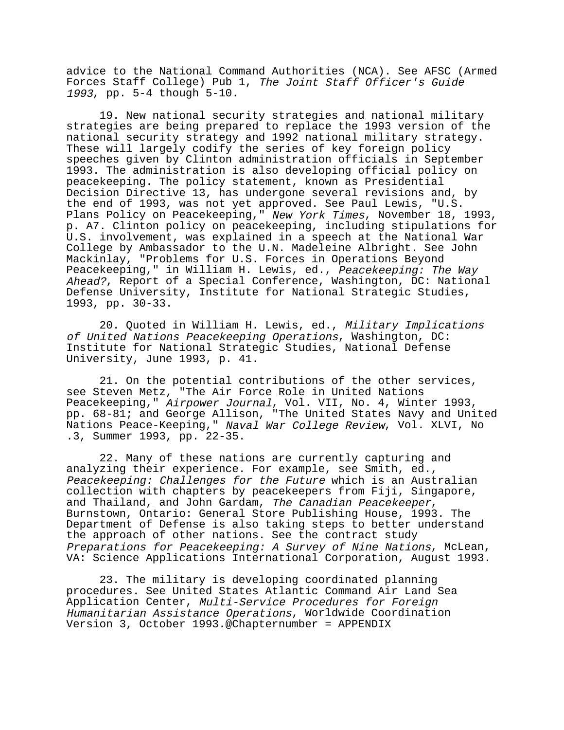advice to the National Command Authorities (NCA). See AFSC (Armed Forces Staff College) Pub 1, *The Joint Staff Officer's Guide 1993*, pp. 5-4 though 5-10.

19. New national security strategies and national military strategies are being prepared to replace the 1993 version of the national security strategy and 1992 national military strategy. These will largely codify the series of key foreign policy speeches given by Clinton administration officials in September 1993. The administration is also developing official policy on peacekeeping. The policy statement, known as Presidential Decision Directive 13, has undergone several revisions and, by the end of 1993, was not yet approved. See Paul Lewis, "U.S. Plans Policy on Peacekeeping," *New York Times*, November 18, 1993, p. A7. Clinton policy on peacekeeping, including stipulations for U.S. involvement, was explained in a speech at the National War College by Ambassador to the U.N. Madeleine Albright. See John Mackinlay, "Problems for U.S. Forces in Operations Beyond Peacekeeping," in William H. Lewis, ed., *Peacekeeping: The Way Ahead?*, Report of a Special Conference, Washington, DC: National Defense University, Institute for National Strategic Studies, 1993, pp. 30-33.

20. Quoted in William H. Lewis, ed., *Military Implications of United Nations Peacekeeping Operations*, Washington, DC: Institute for National Strategic Studies, National Defense University, June 1993, p. 41.

21. On the potential contributions of the other services, see Steven Metz, "The Air Force Role in United Nations Peacekeeping," *Airpower Journal*, Vol. VII, No. 4, Winter 1993, pp. 68-81; and George Allison, "The United States Navy and United Nations Peace-Keeping," *Naval War College Review*, Vol. XLVI, No .3, Summer 1993, pp. 22-35.

22. Many of these nations are currently capturing and analyzing their experience. For example, see Smith, ed., *Peacekeeping: Challenges for the Future* which is an Australian collection with chapters by peacekeepers from Fiji, Singapore, and Thailand, and John Gardam, *The Canadian Peacekeeper*, Burnstown, Ontario: General Store Publishing House, 1993. The Department of Defense is also taking steps to better understand the approach of other nations. See the contract study *Preparations for Peacekeeping: A Survey of Nine Nations*, McLean, VA: Science Applications International Corporation, August 1993.

23. The military is developing coordinated planning procedures. See United States Atlantic Command Air Land Sea Application Center, *Multi-Service Procedures for Foreign Humanitarian Assistance Operations*, Worldwide Coordination Version 3, October 1993.@Chapternumber = APPENDIX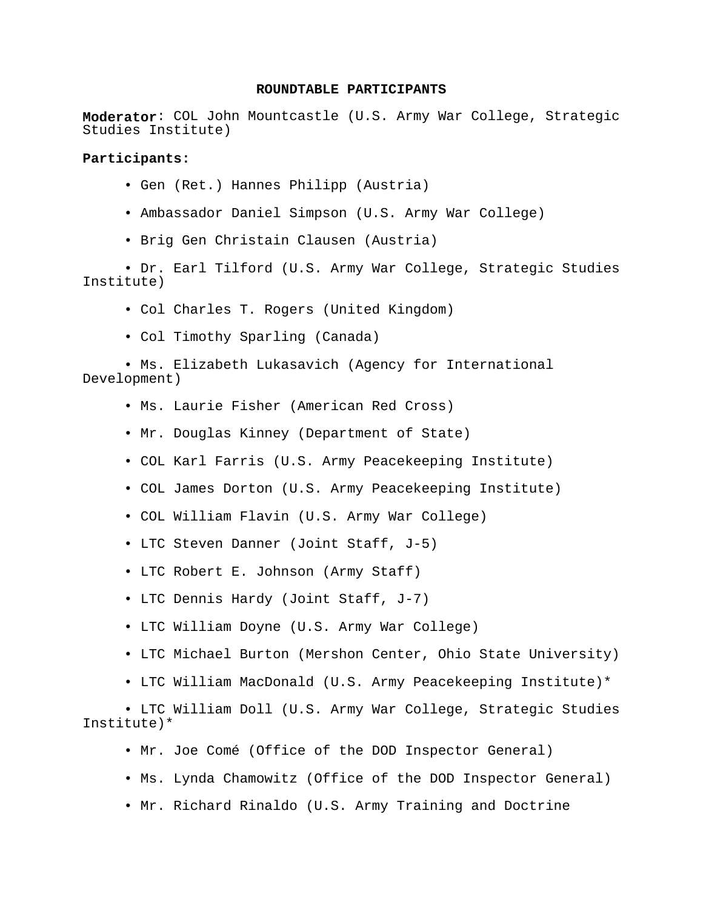## ROUNDTABLE PARTICIPANTS

**Moderator**: COL John Mountcastle (U.S. Army War College, Strategic Studies Institute)

**Participants:**

- Gen (Ret.) Hannes Philipp (Austria)
- Ambassador Daniel Simpson (U.S. Army War College)
- Brig Gen Christain Clausen (Austria)
- Dr. Earl Tilford (U.S. Army War College, Strategic Studies Institute)
- Col Charles T. Rogers (United Kingdom)
- Col Timothy Sparling (Canada)
- Ms. Elizabeth Lukasavich (Agency for International Development)
- Ms. Laurie Fisher (American Red Cross)
- Mr. Douglas Kinney (Department of State)
- COL Karl Farris (U.S. Army Peacekeeping Institute)
- COL James Dorton (U.S. Army Peacekeeping Institute)
- COL William Flavin (U.S. Army War College)
- LTC Steven Danner (Joint Staff, J-5)
- LTC Robert E. Johnson (Army Staff)
- LTC Dennis Hardy (Joint Staff, J-7)
- LTC William Doyne (U.S. Army War College)
- LTC Michael Burton (Mershon Center, Ohio State University)
- LTC William MacDonald (U.S. Army Peacekeeping Institute)*
- LTC William Doll (U.S. Army War College, Strategic Studies Institute)*
- Mr. Joe Comé (Office of the DOD Inspector General)
- Ms. Lynda Chamowitz (Office of the DOD Inspector General)
- Mr. Richard Rinaldo (U.S. Army Training and Doctrine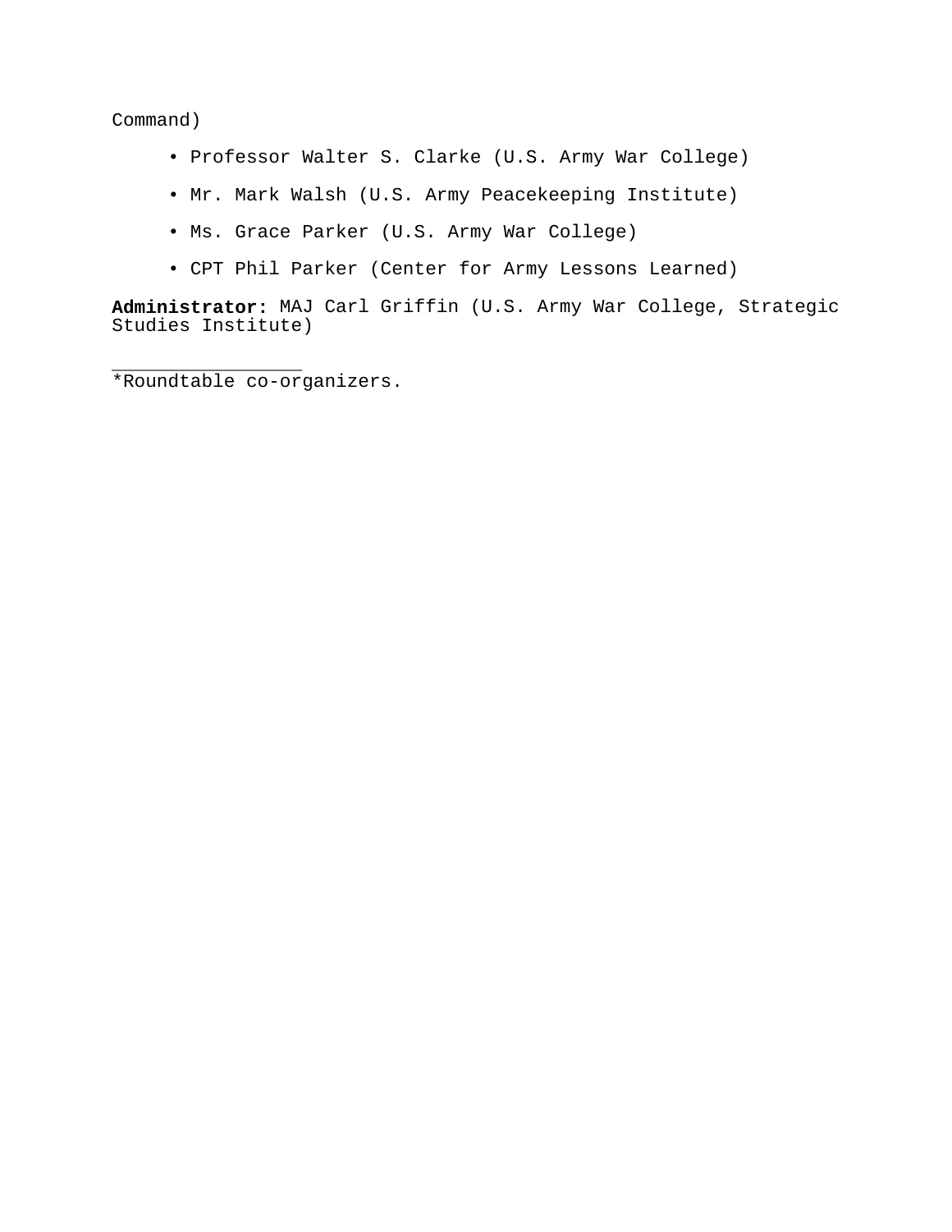Command)

- Professor Walter S. Clarke (U.S. Army War College)
- Mr. Mark Walsh (U.S. Army Peacekeeping Institute)
- Ms. Grace Parker (U.S. Army War College)
- CPT Phil Parker (Center for Army Lessons Learned)

**Administrator:** MAJ Carl Griffin (U.S. Army War College, Strategic Studies Institute)

_________________

*Roundtable co-organizers.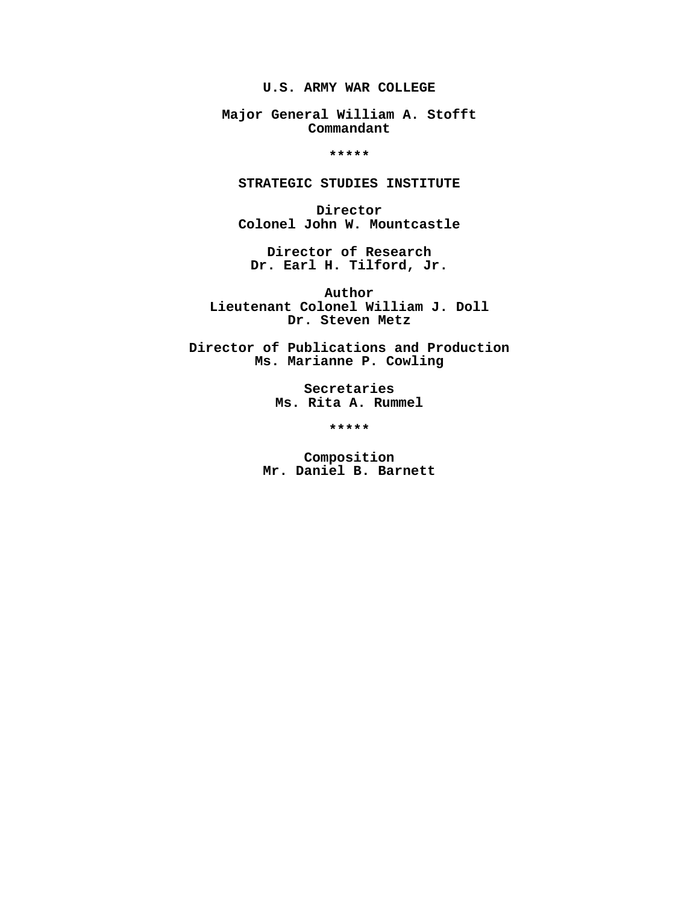**U.S. ARMY WAR COLLEGE**

**Major General William A. Stofft**
**Commandant**

**\*\*\*\*\***

**STRATEGIC STUDIES INSTITUTE**

**Director**
**Colonel John W. Mountcastle**

**Director of Research**
**Dr. Earl H. Tilford, Jr.**

**Author**
**Lieutenant Colonel William J. Doll**
**Dr. Steven Metz**

**Director of Publications and Production**
**Ms. Marianne P. Cowling**

**Secretaries**
**Ms. Rita A. Rummel**

**\*\*\*\*\***

**Composition**
**Mr. Daniel B. Barnett**